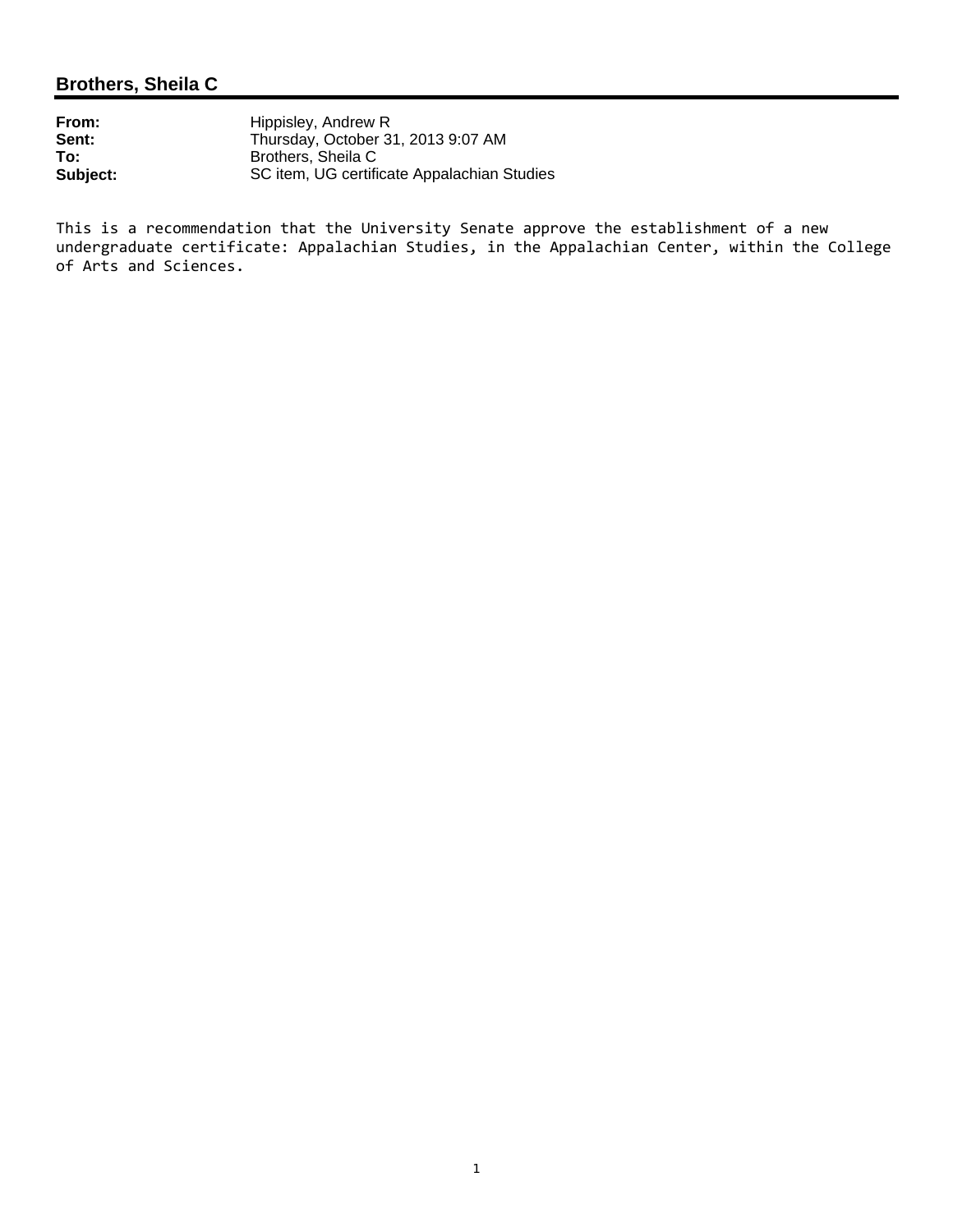**Brothers, Sheila C**

**From:** Hippisley, Andrew R
**Sent:** Thursday, October 31, 2013 9:07 AM
**To:** Brothers, Sheila C
**Subject:** SC item, UG certificate Appalachian Studies

This is a recommendation that the University Senate approve the establishment of a new undergraduate certificate: Appalachian Studies, in the Appalachian Center, within the College of Arts and Sciences.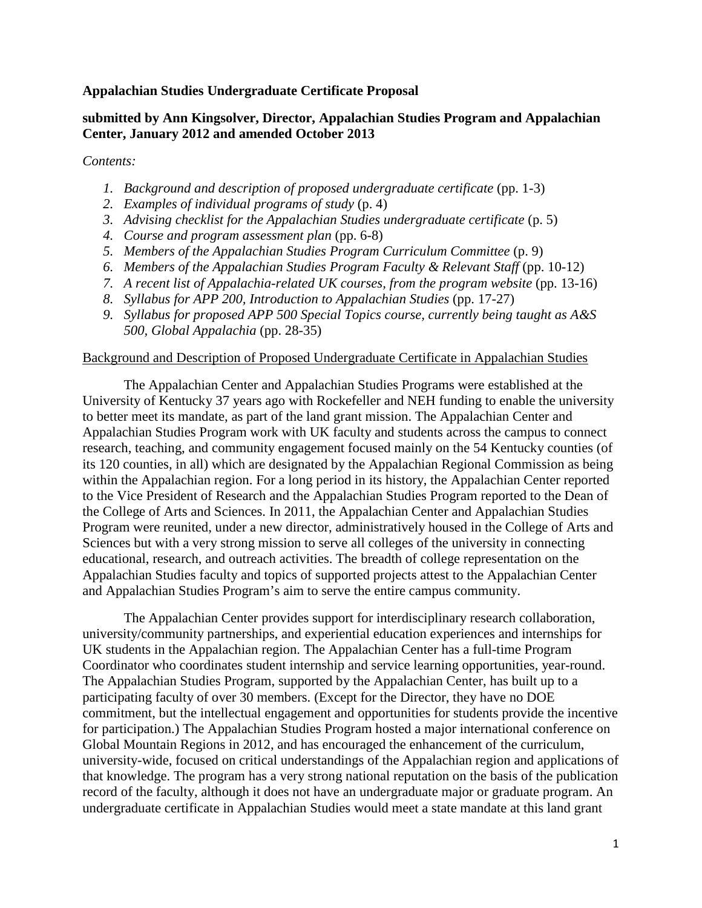**Appalachian Studies Undergraduate Certificate Proposal**

**submitted by Ann Kingsolver, Director, Appalachian Studies Program and Appalachian Center, January 2012 and amended October 2013**

*Contents:*

1. *Background and description of proposed undergraduate certificate* (pp. 1-3)
2. *Examples of individual programs of study* (p. 4)
3. *Advising checklist for the Appalachian Studies undergraduate certificate* (p. 5)
4. *Course and program assessment plan* (pp. 6-8)
5. *Members of the Appalachian Studies Program Curriculum Committee* (p. 9)
6. *Members of the Appalachian Studies Program Faculty & Relevant Staff* (pp. 10-12)
7. *A recent list of Appalachia-related UK courses, from the program website* (pp. 13-16)
8. *Syllabus for APP 200, Introduction to Appalachian Studies* (pp. 17-27)
9. *Syllabus for proposed APP 500 Special Topics course, currently being taught as A&S 500, Global Appalachia* (pp. 28-35)

Background and Description of Proposed Undergraduate Certificate in Appalachian Studies

The Appalachian Center and Appalachian Studies Programs were established at the University of Kentucky 37 years ago with Rockefeller and NEH funding to enable the university to better meet its mandate, as part of the land grant mission. The Appalachian Center and Appalachian Studies Program work with UK faculty and students across the campus to connect research, teaching, and community engagement focused mainly on the 54 Kentucky counties (of its 120 counties, in all) which are designated by the Appalachian Regional Commission as being within the Appalachian region. For a long period in its history, the Appalachian Center reported to the Vice President of Research and the Appalachian Studies Program reported to the Dean of the College of Arts and Sciences. In 2011, the Appalachian Center and Appalachian Studies Program were reunited, under a new director, administratively housed in the College of Arts and Sciences but with a very strong mission to serve all colleges of the university in connecting educational, research, and outreach activities. The breadth of college representation on the Appalachian Studies faculty and topics of supported projects attest to the Appalachian Center and Appalachian Studies Program's aim to serve the entire campus community.

The Appalachian Center provides support for interdisciplinary research collaboration, university/community partnerships, and experiential education experiences and internships for UK students in the Appalachian region. The Appalachian Center has a full-time Program Coordinator who coordinates student internship and service learning opportunities, year-round. The Appalachian Studies Program, supported by the Appalachian Center, has built up to a participating faculty of over 30 members. (Except for the Director, they have no DOE commitment, but the intellectual engagement and opportunities for students provide the incentive for participation.) The Appalachian Studies Program hosted a major international conference on Global Mountain Regions in 2012, and has encouraged the enhancement of the curriculum, university-wide, focused on critical understandings of the Appalachian region and applications of that knowledge. The program has a very strong national reputation on the basis of the publication record of the faculty, although it does not have an undergraduate major or graduate program. An undergraduate certificate in Appalachian Studies would meet a state mandate at this land grant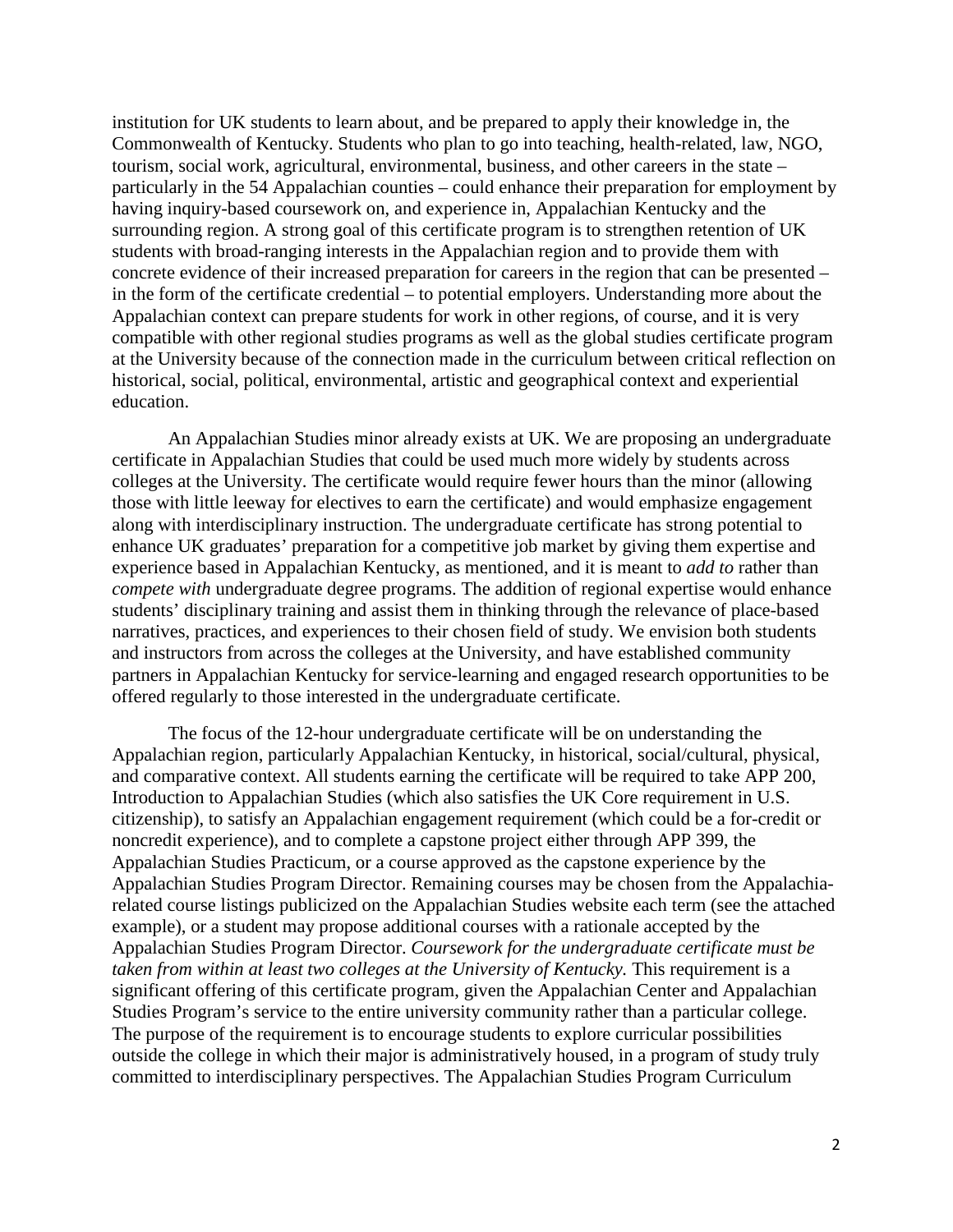institution for UK students to learn about, and be prepared to apply their knowledge in, the Commonwealth of Kentucky. Students who plan to go into teaching, health-related, law, NGO, tourism, social work, agricultural, environmental, business, and other careers in the state – particularly in the 54 Appalachian counties – could enhance their preparation for employment by having inquiry-based coursework on, and experience in, Appalachian Kentucky and the surrounding region. A strong goal of this certificate program is to strengthen retention of UK students with broad-ranging interests in the Appalachian region and to provide them with concrete evidence of their increased preparation for careers in the region that can be presented – in the form of the certificate credential – to potential employers. Understanding more about the Appalachian context can prepare students for work in other regions, of course, and it is very compatible with other regional studies programs as well as the global studies certificate program at the University because of the connection made in the curriculum between critical reflection on historical, social, political, environmental, artistic and geographical context and experiential education.

An Appalachian Studies minor already exists at UK. We are proposing an undergraduate certificate in Appalachian Studies that could be used much more widely by students across colleges at the University. The certificate would require fewer hours than the minor (allowing those with little leeway for electives to earn the certificate) and would emphasize engagement along with interdisciplinary instruction. The undergraduate certificate has strong potential to enhance UK graduates' preparation for a competitive job market by giving them expertise and experience based in Appalachian Kentucky, as mentioned, and it is meant to *add to* rather than *compete with* undergraduate degree programs. The addition of regional expertise would enhance students' disciplinary training and assist them in thinking through the relevance of place-based narratives, practices, and experiences to their chosen field of study. We envision both students and instructors from across the colleges at the University, and have established community partners in Appalachian Kentucky for service-learning and engaged research opportunities to be offered regularly to those interested in the undergraduate certificate.

The focus of the 12-hour undergraduate certificate will be on understanding the Appalachian region, particularly Appalachian Kentucky, in historical, social/cultural, physical, and comparative context. All students earning the certificate will be required to take APP 200, Introduction to Appalachian Studies (which also satisfies the UK Core requirement in U.S. citizenship), to satisfy an Appalachian engagement requirement (which could be a for-credit or noncredit experience), and to complete a capstone project either through APP 399, the Appalachian Studies Practicum, or a course approved as the capstone experience by the Appalachian Studies Program Director. Remaining courses may be chosen from the Appalachia-related course listings publicized on the Appalachian Studies website each term (see the attached example), or a student may propose additional courses with a rationale accepted by the Appalachian Studies Program Director. *Coursework for the undergraduate certificate must be taken from within at least two colleges at the University of Kentucky.* This requirement is a significant offering of this certificate program, given the Appalachian Center and Appalachian Studies Program's service to the entire university community rather than a particular college. The purpose of the requirement is to encourage students to explore curricular possibilities outside the college in which their major is administratively housed, in a program of study truly committed to interdisciplinary perspectives. The Appalachian Studies Program Curriculum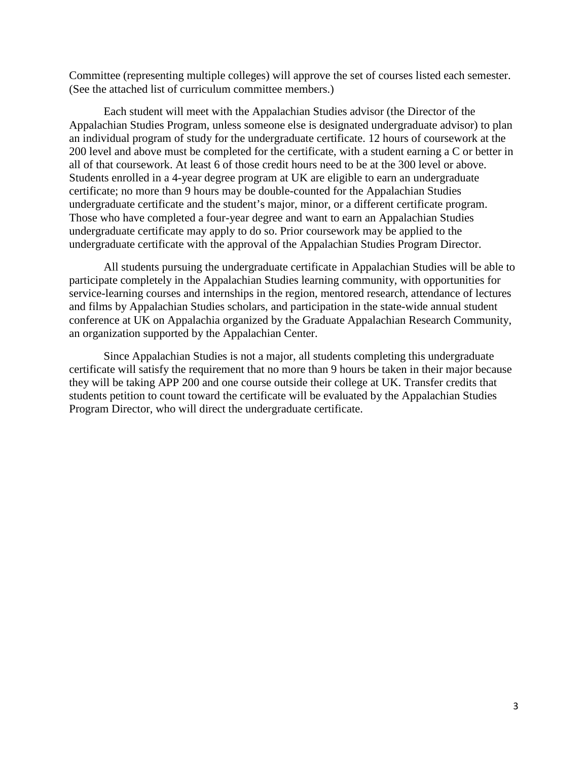Committee (representing multiple colleges) will approve the set of courses listed each semester. (See the attached list of curriculum committee members.)

Each student will meet with the Appalachian Studies advisor (the Director of the Appalachian Studies Program, unless someone else is designated undergraduate advisor) to plan an individual program of study for the undergraduate certificate. 12 hours of coursework at the 200 level and above must be completed for the certificate, with a student earning a C or better in all of that coursework. At least 6 of those credit hours need to be at the 300 level or above. Students enrolled in a 4-year degree program at UK are eligible to earn an undergraduate certificate; no more than 9 hours may be double-counted for the Appalachian Studies undergraduate certificate and the student's major, minor, or a different certificate program. Those who have completed a four-year degree and want to earn an Appalachian Studies undergraduate certificate may apply to do so. Prior coursework may be applied to the undergraduate certificate with the approval of the Appalachian Studies Program Director.

All students pursuing the undergraduate certificate in Appalachian Studies will be able to participate completely in the Appalachian Studies learning community, with opportunities for service-learning courses and internships in the region, mentored research, attendance of lectures and films by Appalachian Studies scholars, and participation in the state-wide annual student conference at UK on Appalachia organized by the Graduate Appalachian Research Community, an organization supported by the Appalachian Center.

Since Appalachian Studies is not a major, all students completing this undergraduate certificate will satisfy the requirement that no more than 9 hours be taken in their major because they will be taking APP 200 and one course outside their college at UK. Transfer credits that students petition to count toward the certificate will be evaluated by the Appalachian Studies Program Director, who will direct the undergraduate certificate.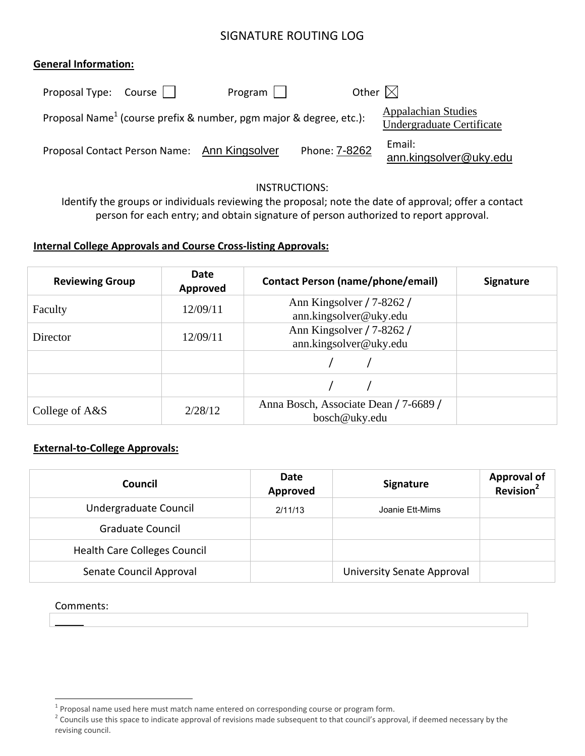# SIGNATURE ROUTING LOG

**General Information:**

Proposal Type: Course ☐ Program ☐ Other ☒

Proposal Name[1] (course prefix & number, pgm major & degree, etc.): Appalachian Studies Undergraduate Certificate

Proposal Contact Person Name: Ann Kingsolver Phone: 7-8262 Email: ann.kingsolver@uky.edu

INSTRUCTIONS:
Identify the groups or individuals reviewing the proposal; note the date of approval; offer a contact person for each entry; and obtain signature of person authorized to report approval.

**Internal College Approvals and Course Cross-listing Approvals:**

| Reviewing Group | Date Approved | Contact Person (name/phone/email) | Signature |
| --- | --- | --- | --- |
| Faculty | 12/09/11 | Ann Kingsolver / 7-8262 / ann.kingsolver@uky.edu | |
| Director | 12/09/11 | Ann Kingsolver / 7-8262 / ann.kingsolver@uky.edu | |
| | | / / | |
| | | / / | |
| College of A&S | 2/28/12 | Anna Bosch, Associate Dean / 7-6689 / bosch@uky.edu | |

**External-to-College Approvals:**

| Council | Date Approved | Signature | Approval of Revision[2] |
| --- | --- | --- | --- |
| Undergraduate Council | 2/11/13 | Joanie Ett-Mims | |
| Graduate Council | | | |
| Health Care Colleges Council | | | |
| Senate Council Approval | | University Senate Approval | |

Comments:

[1] Proposal name used here must match name entered on corresponding course or program form.

[2] Councils use this space to indicate approval of revisions made subsequent to that council's approval, if deemed necessary by the revising council.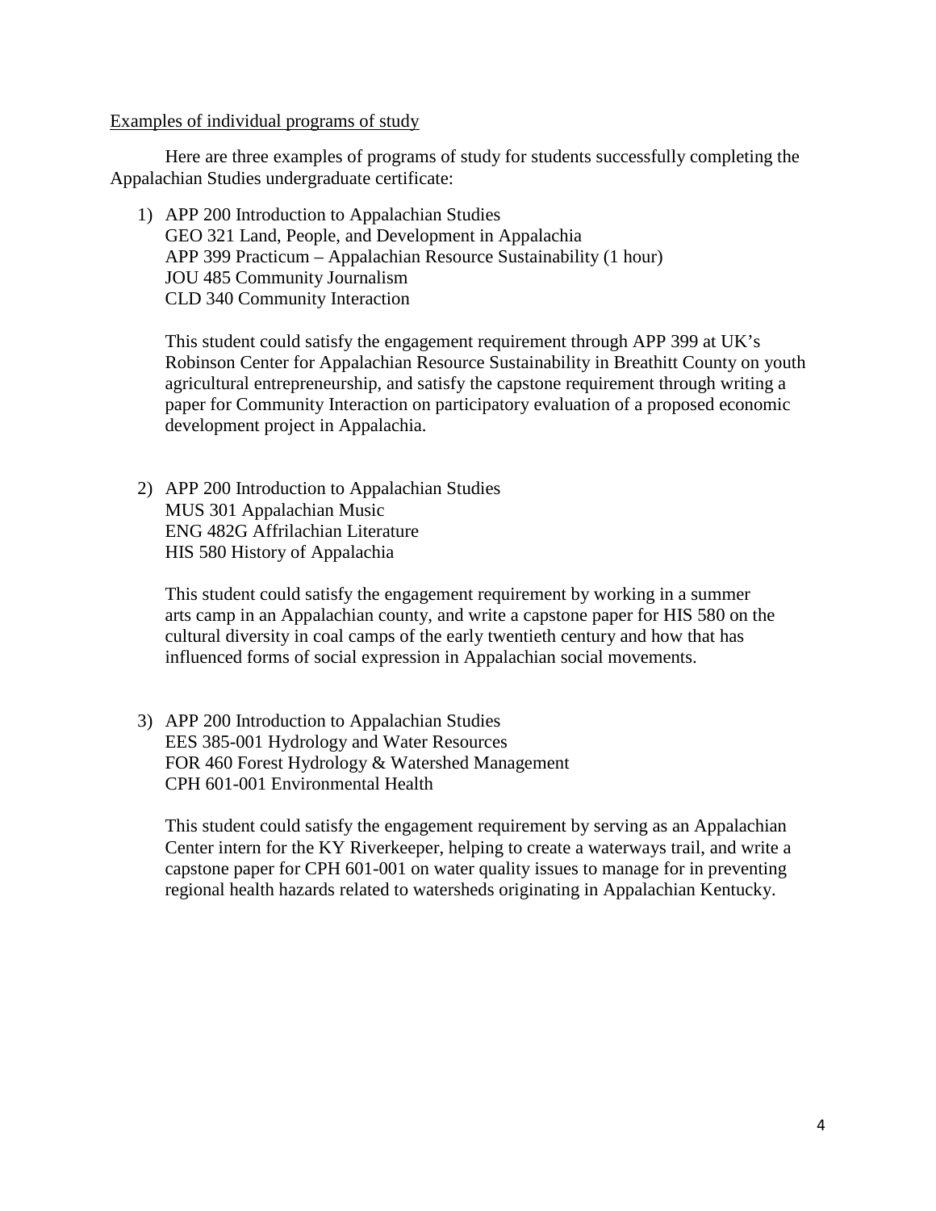Examples of individual programs of study

Here are three examples of programs of study for students successfully completing the Appalachian Studies undergraduate certificate:

1) APP 200 Introduction to Appalachian Studies
   GEO 321 Land, People, and Development in Appalachia
   APP 399 Practicum – Appalachian Resource Sustainability (1 hour)
   JOU 485 Community Journalism
   CLD 340 Community Interaction

   This student could satisfy the engagement requirement through APP 399 at UK's Robinson Center for Appalachian Resource Sustainability in Breathitt County on youth agricultural entrepreneurship, and satisfy the capstone requirement through writing a paper for Community Interaction on participatory evaluation of a proposed economic development project in Appalachia.

2) APP 200 Introduction to Appalachian Studies
   MUS 301 Appalachian Music
   ENG 482G Affrilachian Literature
   HIS 580 History of Appalachia

   This student could satisfy the engagement requirement by working in a summer arts camp in an Appalachian county, and write a capstone paper for HIS 580 on the cultural diversity in coal camps of the early twentieth century and how that has influenced forms of social expression in Appalachian social movements.

3) APP 200 Introduction to Appalachian Studies
   EES 385-001 Hydrology and Water Resources
   FOR 460 Forest Hydrology & Watershed Management
   CPH 601-001 Environmental Health

   This student could satisfy the engagement requirement by serving as an Appalachian Center intern for the KY Riverkeeper, helping to create a waterways trail, and write a capstone paper for CPH 601-001 on water quality issues to manage for in preventing regional health hazards related to watersheds originating in Appalachian Kentucky.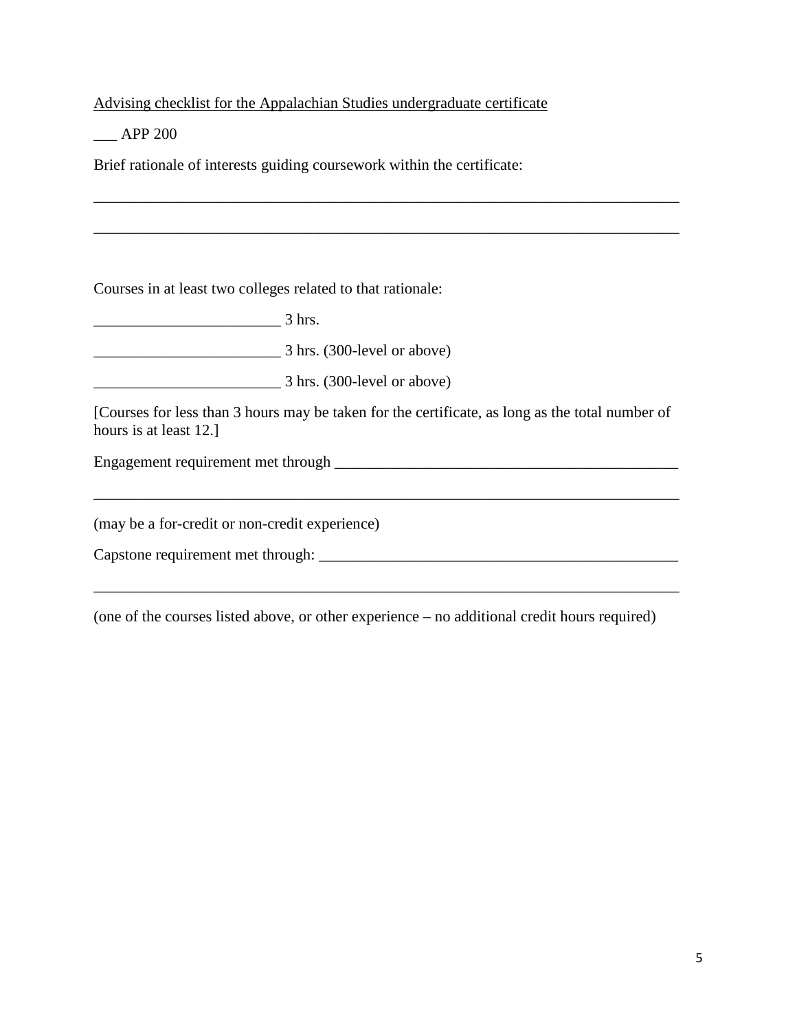<u>Advising checklist for the Appalachian Studies undergraduate certificate</u>

___ APP 200

Brief rationale of interests guiding coursework within the certificate:

_____________________________________________________________________________

_____________________________________________________________________________

Courses in at least two colleges related to that rationale:

________________________ 3 hrs.

________________________ 3 hrs. (300-level or above)

________________________ 3 hrs. (300-level or above)

[Courses for less than 3 hours may be taken for the certificate, as long as the total number of hours is at least 12.]

Engagement requirement met through ________________________________________________

_____________________________________________________________________________

(may be a for-credit or non-credit experience)

Capstone requirement met through: ________________________________________________

_____________________________________________________________________________

(one of the courses listed above, or other experience – no additional credit hours required)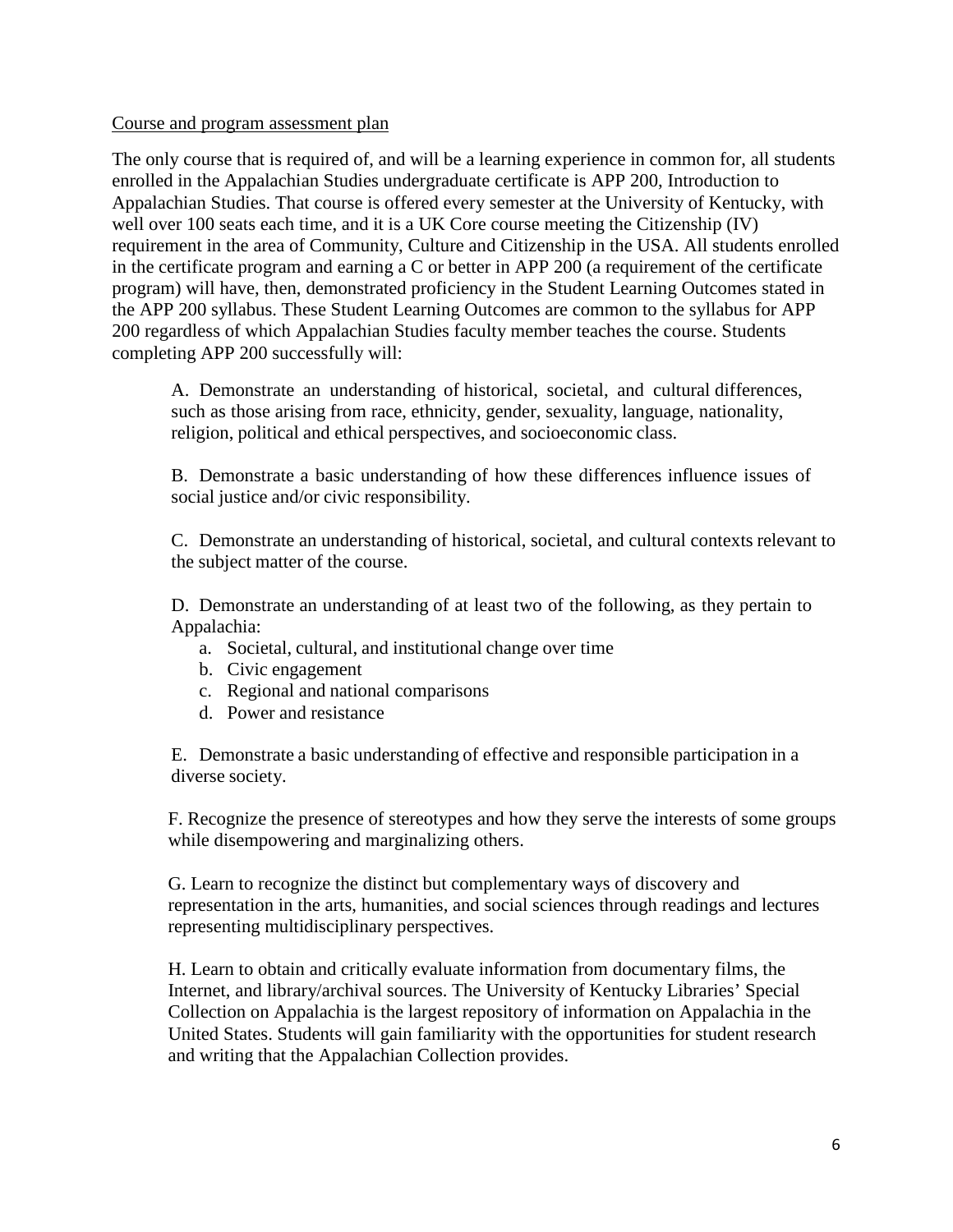<u>Course and program assessment plan</u>

The only course that is required of, and will be a learning experience in common for, all students enrolled in the Appalachian Studies undergraduate certificate is APP 200, Introduction to Appalachian Studies. That course is offered every semester at the University of Kentucky, with well over 100 seats each time, and it is a UK Core course meeting the Citizenship (IV) requirement in the area of Community, Culture and Citizenship in the USA. All students enrolled in the certificate program and earning a C or better in APP 200 (a requirement of the certificate program) will have, then, demonstrated proficiency in the Student Learning Outcomes stated in the APP 200 syllabus. These Student Learning Outcomes are common to the syllabus for APP 200 regardless of which Appalachian Studies faculty member teaches the course. Students completing APP 200 successfully will:

> A. Demonstrate an understanding of historical, societal, and cultural differences, such as those arising from race, ethnicity, gender, sexuality, language, nationality, religion, political and ethical perspectives, and socioeconomic class.
>
> B. Demonstrate a basic understanding of how these differences influence issues of social justice and/or civic responsibility.
>
> C. Demonstrate an understanding of historical, societal, and cultural contexts relevant to the subject matter of the course.
>
> D. Demonstrate an understanding of at least two of the following, as they pertain to Appalachia:
>
> a. Societal, cultural, and institutional change over time
> b. Civic engagement
> c. Regional and national comparisons
> d. Power and resistance
>
> E. Demonstrate a basic understanding of effective and responsible participation in a diverse society.
>
> F. Recognize the presence of stereotypes and how they serve the interests of some groups while disempowering and marginalizing others.
>
> G. Learn to recognize the distinct but complementary ways of discovery and representation in the arts, humanities, and social sciences through readings and lectures representing multidisciplinary perspectives.
>
> H. Learn to obtain and critically evaluate information from documentary films, the Internet, and library/archival sources. The University of Kentucky Libraries' Special Collection on Appalachia is the largest repository of information on Appalachia in the United States. Students will gain familiarity with the opportunities for student research and writing that the Appalachian Collection provides.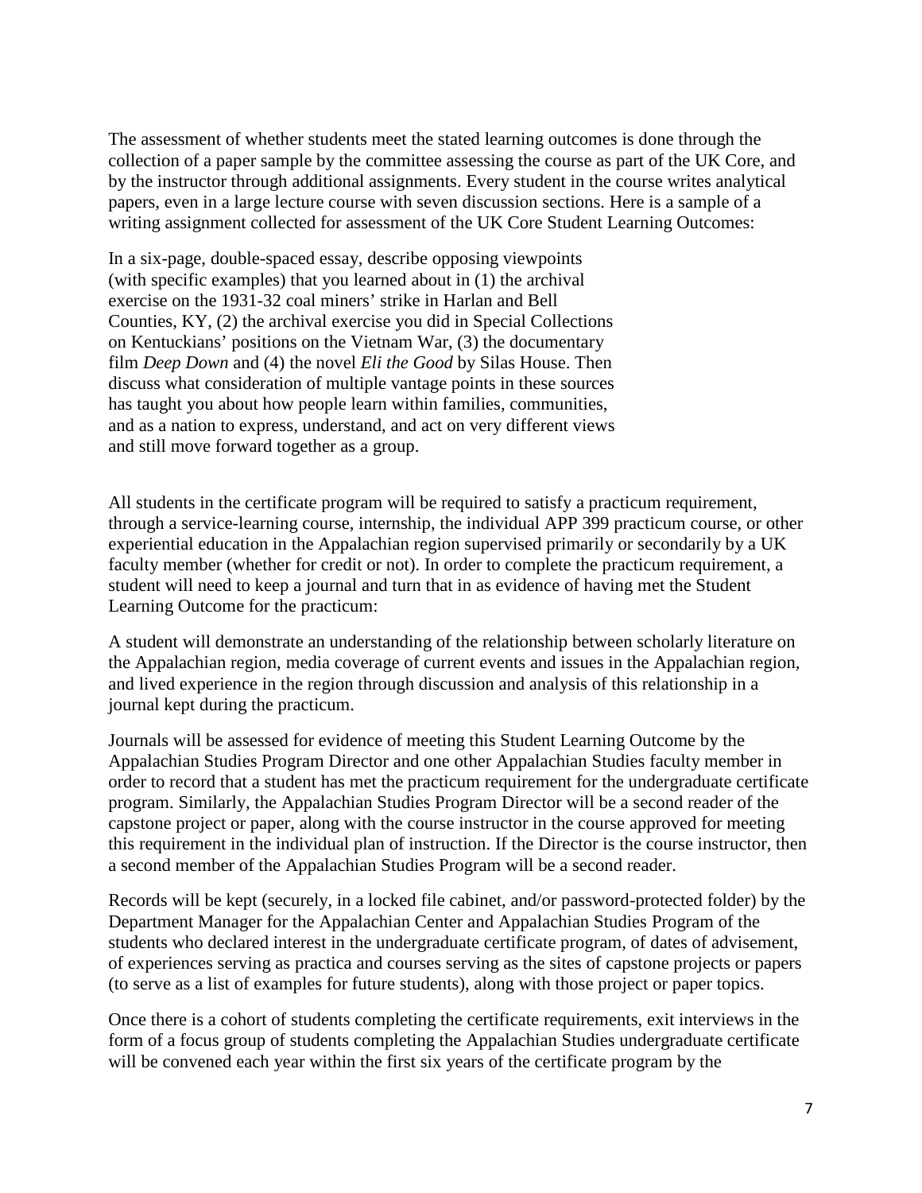The assessment of whether students meet the stated learning outcomes is done through the collection of a paper sample by the committee assessing the course as part of the UK Core, and by the instructor through additional assignments. Every student in the course writes analytical papers, even in a large lecture course with seven discussion sections. Here is a sample of a writing assignment collected for assessment of the UK Core Student Learning Outcomes:

> In a six-page, double-spaced essay, describe opposing viewpoints (with specific examples) that you learned about in (1) the archival exercise on the 1931-32 coal miners' strike in Harlan and Bell Counties, KY, (2) the archival exercise you did in Special Collections on Kentuckians' positions on the Vietnam War, (3) the documentary film *Deep Down* and (4) the novel *Eli the Good* by Silas House. Then discuss what consideration of multiple vantage points in these sources has taught you about how people learn within families, communities, and as a nation to express, understand, and act on very different views and still move forward together as a group.

All students in the certificate program will be required to satisfy a practicum requirement, through a service-learning course, internship, the individual APP 399 practicum course, or other experiential education in the Appalachian region supervised primarily or secondarily by a UK faculty member (whether for credit or not). In order to complete the practicum requirement, a student will need to keep a journal and turn that in as evidence of having met the Student Learning Outcome for the practicum:

A student will demonstrate an understanding of the relationship between scholarly literature on the Appalachian region, media coverage of current events and issues in the Appalachian region, and lived experience in the region through discussion and analysis of this relationship in a journal kept during the practicum.

Journals will be assessed for evidence of meeting this Student Learning Outcome by the Appalachian Studies Program Director and one other Appalachian Studies faculty member in order to record that a student has met the practicum requirement for the undergraduate certificate program. Similarly, the Appalachian Studies Program Director will be a second reader of the capstone project or paper, along with the course instructor in the course approved for meeting this requirement in the individual plan of instruction. If the Director is the course instructor, then a second member of the Appalachian Studies Program will be a second reader.

Records will be kept (securely, in a locked file cabinet, and/or password-protected folder) by the Department Manager for the Appalachian Center and Appalachian Studies Program of the students who declared interest in the undergraduate certificate program, of dates of advisement, of experiences serving as practica and courses serving as the sites of capstone projects or papers (to serve as a list of examples for future students), along with those project or paper topics.

Once there is a cohort of students completing the certificate requirements, exit interviews in the form of a focus group of students completing the Appalachian Studies undergraduate certificate will be convened each year within the first six years of the certificate program by the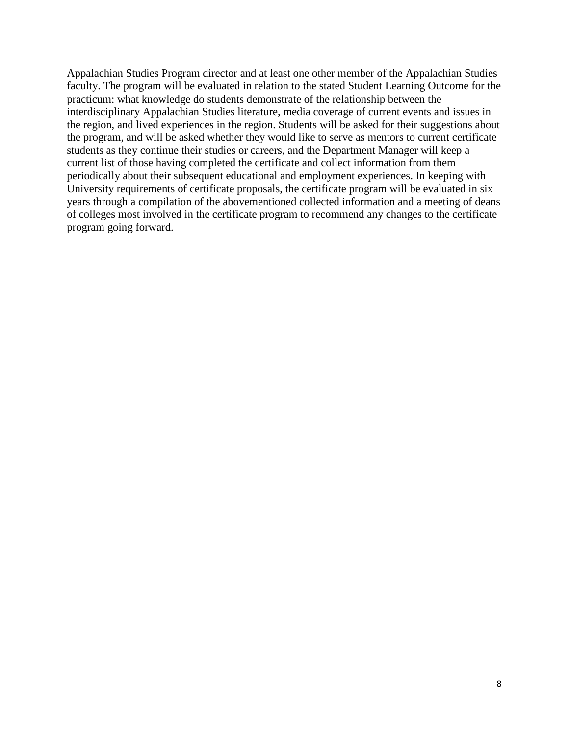Appalachian Studies Program director and at least one other member of the Appalachian Studies faculty. The program will be evaluated in relation to the stated Student Learning Outcome for the practicum: what knowledge do students demonstrate of the relationship between the interdisciplinary Appalachian Studies literature, media coverage of current events and issues in the region, and lived experiences in the region. Students will be asked for their suggestions about the program, and will be asked whether they would like to serve as mentors to current certificate students as they continue their studies or careers, and the Department Manager will keep a current list of those having completed the certificate and collect information from them periodically about their subsequent educational and employment experiences. In keeping with University requirements of certificate proposals, the certificate program will be evaluated in six years through a compilation of the abovementioned collected information and a meeting of deans of colleges most involved in the certificate program to recommend any changes to the certificate program going forward.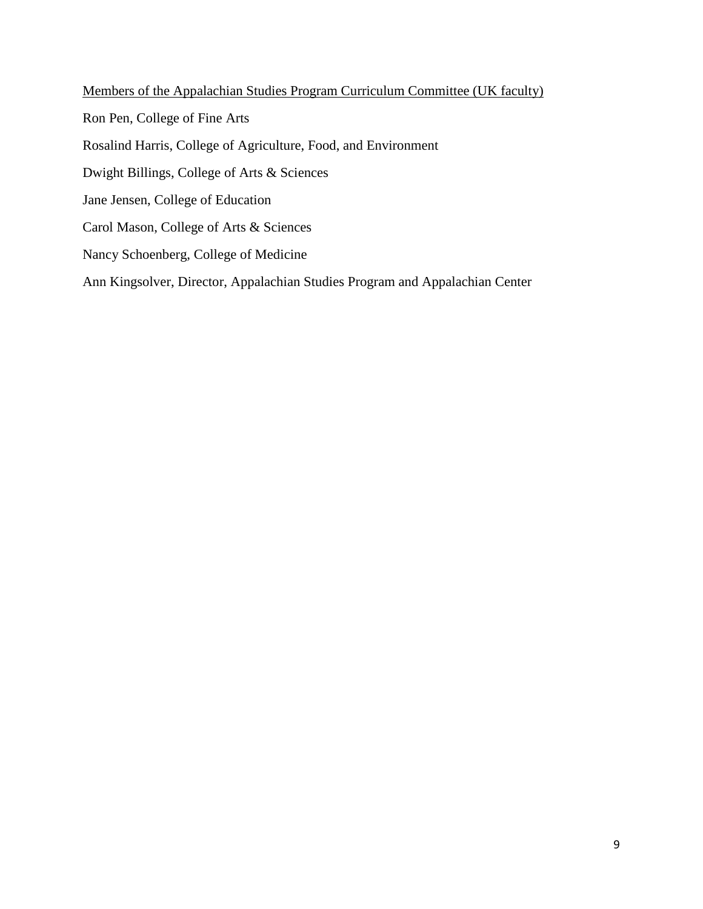<u>Members of the Appalachian Studies Program Curriculum Committee (UK faculty)</u>

Ron Pen, College of Fine Arts

Rosalind Harris, College of Agriculture, Food, and Environment

Dwight Billings, College of Arts & Sciences

Jane Jensen, College of Education

Carol Mason, College of Arts & Sciences

Nancy Schoenberg, College of Medicine

Ann Kingsolver, Director, Appalachian Studies Program and Appalachian Center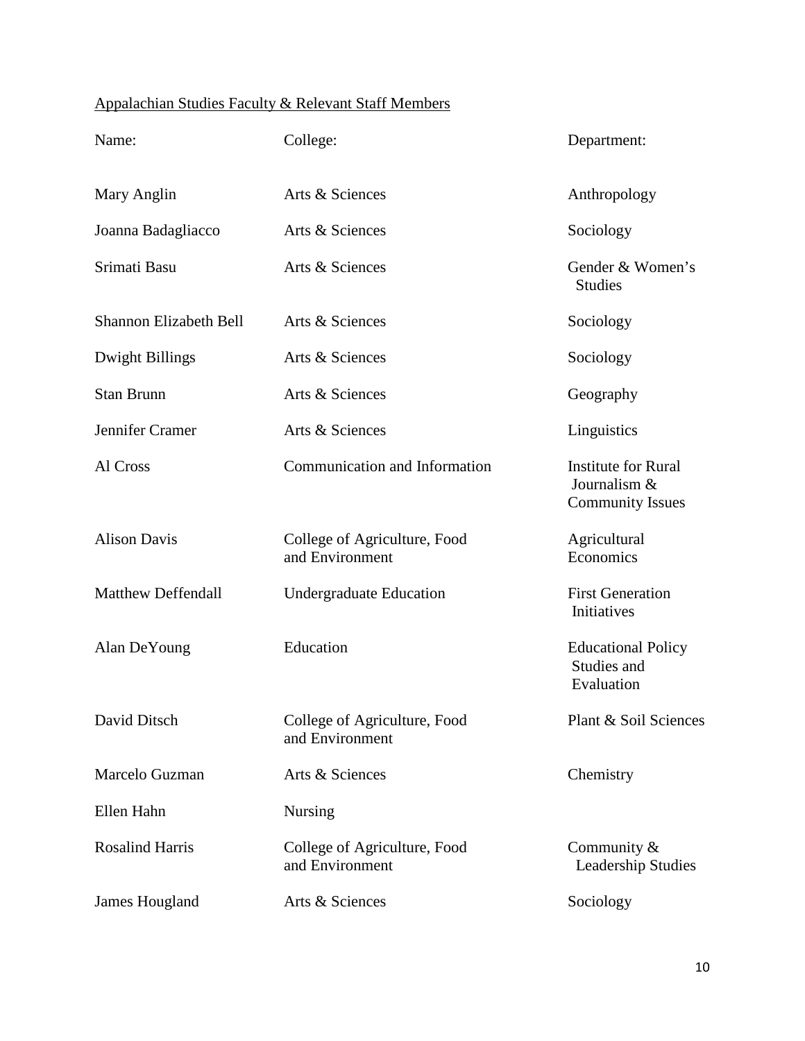Appalachian Studies Faculty & Relevant Staff Members

| Name: | College: | Department: |
| --- | --- | --- |
| Mary Anglin | Arts & Sciences | Anthropology |
| Joanna Badagliacco | Arts & Sciences | Sociology |
| Srimati Basu | Arts & Sciences | Gender & Women's Studies |
| Shannon Elizabeth Bell | Arts & Sciences | Sociology |
| Dwight Billings | Arts & Sciences | Sociology |
| Stan Brunn | Arts & Sciences | Geography |
| Jennifer Cramer | Arts & Sciences | Linguistics |
| Al Cross | Communication and Information | Institute for Rural Journalism & Community Issues |
| Alison Davis | College of Agriculture, Food and Environment | Agricultural Economics |
| Matthew Deffendall | Undergraduate Education | First Generation Initiatives |
| Alan DeYoung | Education | Educational Policy Studies and Evaluation |
| David Ditsch | College of Agriculture, Food and Environment | Plant & Soil Sciences |
| Marcelo Guzman | Arts & Sciences | Chemistry |
| Ellen Hahn | Nursing | |
| Rosalind Harris | College of Agriculture, Food and Environment | Community & Leadership Studies |
| James Hougland | Arts & Sciences | Sociology |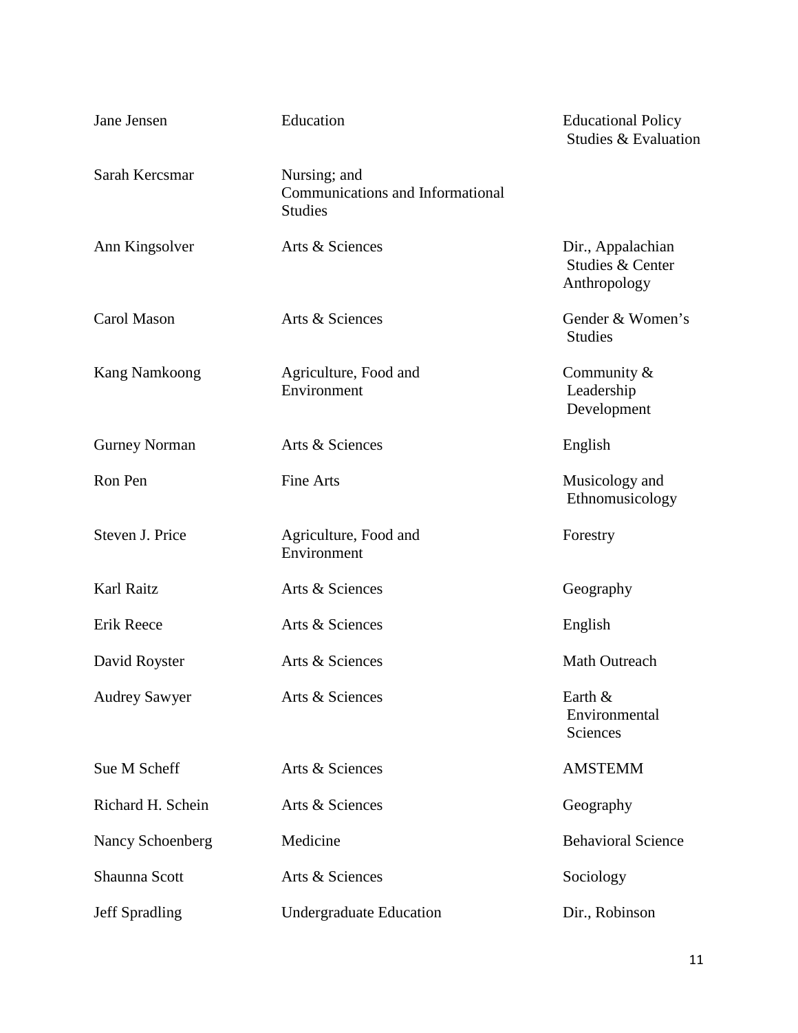| | | |
|---|---|---|
| Jane Jensen | Education | Educational Policy Studies & Evaluation |
| Sarah Kercsmar | Nursing; and Communications and Informational Studies | |
| Ann Kingsolver | Arts & Sciences | Dir., Appalachian Studies & Center Anthropology |
| Carol Mason | Arts & Sciences | Gender & Women's Studies |
| Kang Namkoong | Agriculture, Food and Environment | Community & Leadership Development |
| Gurney Norman | Arts & Sciences | English |
| Ron Pen | Fine Arts | Musicology and Ethnomusicology |
| Steven J. Price | Agriculture, Food and Environment | Forestry |
| Karl Raitz | Arts & Sciences | Geography |
| Erik Reece | Arts & Sciences | English |
| David Royster | Arts & Sciences | Math Outreach |
| Audrey Sawyer | Arts & Sciences | Earth & Environmental Sciences |
| Sue M Scheff | Arts & Sciences | AMSTEMM |
| Richard H. Schein | Arts & Sciences | Geography |
| Nancy Schoenberg | Medicine | Behavioral Science |
| Shaunna Scott | Arts & Sciences | Sociology |
| Jeff Spradling | Undergraduate Education | Dir., Robinson |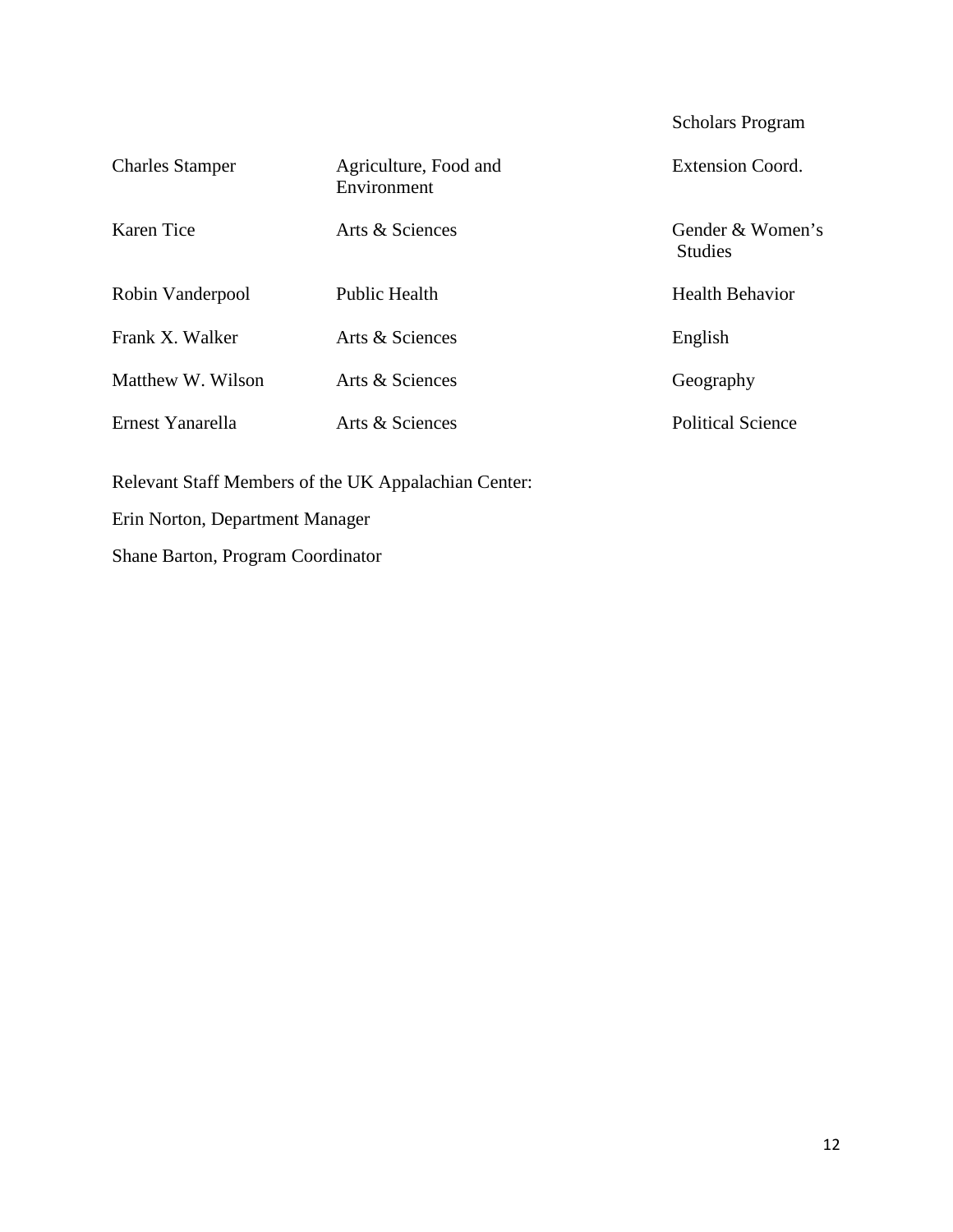| | | Scholars Program |
|---|---|---|
| Charles Stamper | Agriculture, Food and Environment | Extension Coord. |
| Karen Tice | Arts & Sciences | Gender & Women's Studies |
| Robin Vanderpool | Public Health | Health Behavior |
| Frank X. Walker | Arts & Sciences | English |
| Matthew W. Wilson | Arts & Sciences | Geography |
| Ernest Yanarella | Arts & Sciences | Political Science |

Relevant Staff Members of the UK Appalachian Center:

Erin Norton, Department Manager

Shane Barton, Program Coordinator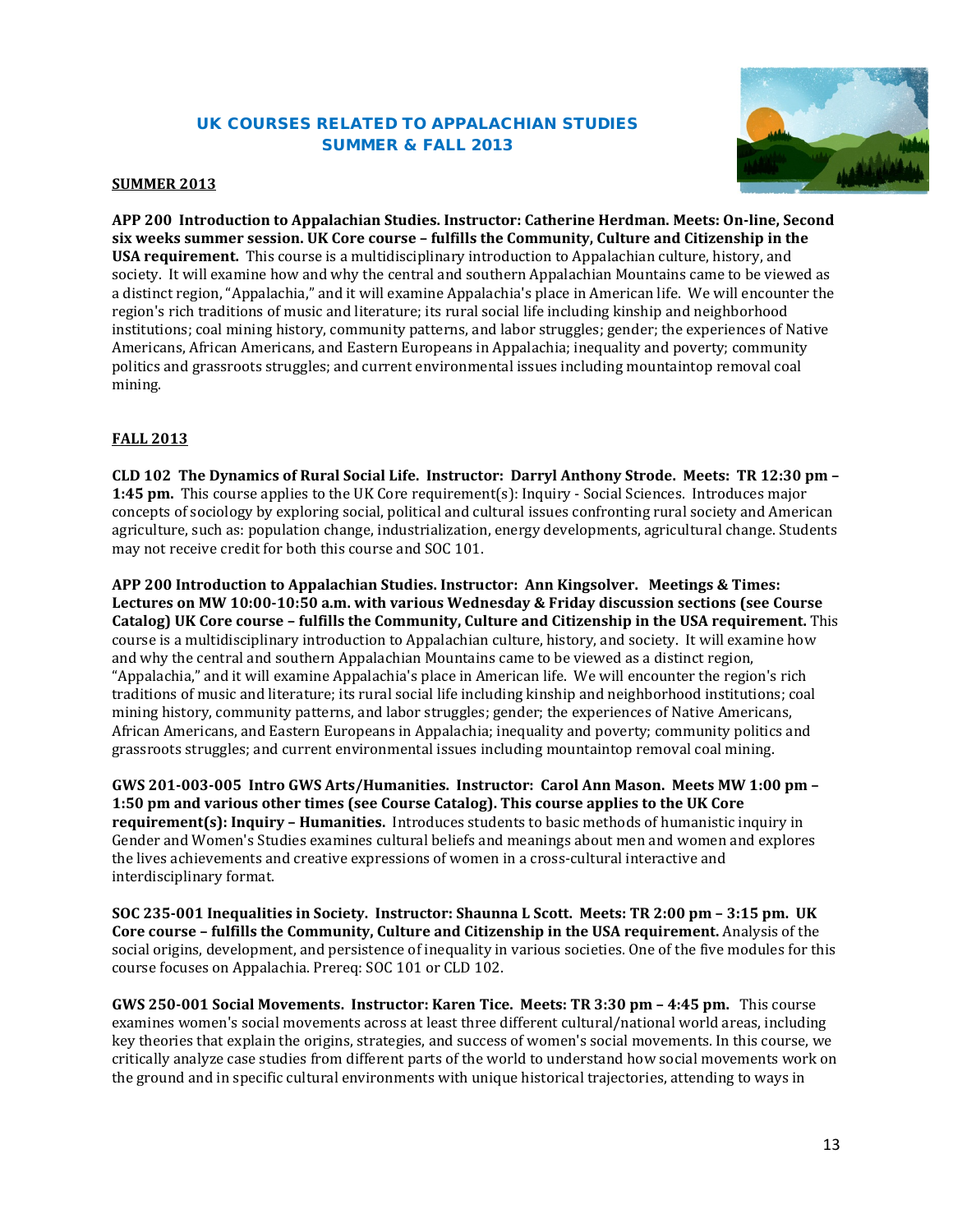# UK COURSES RELATED TO APPALACHIAN STUDIES
## SUMMER & FALL 2013

### SUMMER 2013

**APP 200 Introduction to Appalachian Studies. Instructor: Catherine Herdman. Meets: On-line, Second six weeks summer session. UK Core course – fulfills the Community, Culture and Citizenship in the USA requirement.** This course is a multidisciplinary introduction to Appalachian culture, history, and society. It will examine how and why the central and southern Appalachian Mountains came to be viewed as a distinct region, "Appalachia," and it will examine Appalachia's place in American life. We will encounter the region's rich traditions of music and literature; its rural social life including kinship and neighborhood institutions; coal mining history, community patterns, and labor struggles; gender; the experiences of Native Americans, African Americans, and Eastern Europeans in Appalachia; inequality and poverty; community politics and grassroots struggles; and current environmental issues including mountaintop removal coal mining.

### FALL 2013

**CLD 102 The Dynamics of Rural Social Life. Instructor: Darryl Anthony Strode. Meets: TR 12:30 pm – 1:45 pm.** This course applies to the UK Core requirement(s): Inquiry - Social Sciences. Introduces major concepts of sociology by exploring social, political and cultural issues confronting rural society and American agriculture, such as: population change, industrialization, energy developments, agricultural change. Students may not receive credit for both this course and SOC 101.

**APP 200 Introduction to Appalachian Studies. Instructor: Ann Kingsolver. Meetings & Times: Lectures on MW 10:00-10:50 a.m. with various Wednesday & Friday discussion sections (see Course Catalog) UK Core course – fulfills the Community, Culture and Citizenship in the USA requirement.** This course is a multidisciplinary introduction to Appalachian culture, history, and society. It will examine how and why the central and southern Appalachian Mountains came to be viewed as a distinct region, "Appalachia," and it will examine Appalachia's place in American life. We will encounter the region's rich traditions of music and literature; its rural social life including kinship and neighborhood institutions; coal mining history, community patterns, and labor struggles; gender; the experiences of Native Americans, African Americans, and Eastern Europeans in Appalachia; inequality and poverty; community politics and grassroots struggles; and current environmental issues including mountaintop removal coal mining.

**GWS 201-003-005 Intro GWS Arts/Humanities. Instructor: Carol Ann Mason. Meets MW 1:00 pm – 1:50 pm and various other times (see Course Catalog). This course applies to the UK Core requirement(s): Inquiry – Humanities.** Introduces students to basic methods of humanistic inquiry in Gender and Women's Studies examines cultural beliefs and meanings about men and women and explores the lives achievements and creative expressions of women in a cross-cultural interactive and interdisciplinary format.

**SOC 235-001 Inequalities in Society. Instructor: Shaunna L Scott. Meets: TR 2:00 pm – 3:15 pm. UK Core course – fulfills the Community, Culture and Citizenship in the USA requirement.** Analysis of the social origins, development, and persistence of inequality in various societies. One of the five modules for this course focuses on Appalachia. Prereq: SOC 101 or CLD 102.

**GWS 250-001 Social Movements. Instructor: Karen Tice. Meets: TR 3:30 pm – 4:45 pm.** This course examines women's social movements across at least three different cultural/national world areas, including key theories that explain the origins, strategies, and success of women's social movements. In this course, we critically analyze case studies from different parts of the world to understand how social movements work on the ground and in specific cultural environments with unique historical trajectories, attending to ways in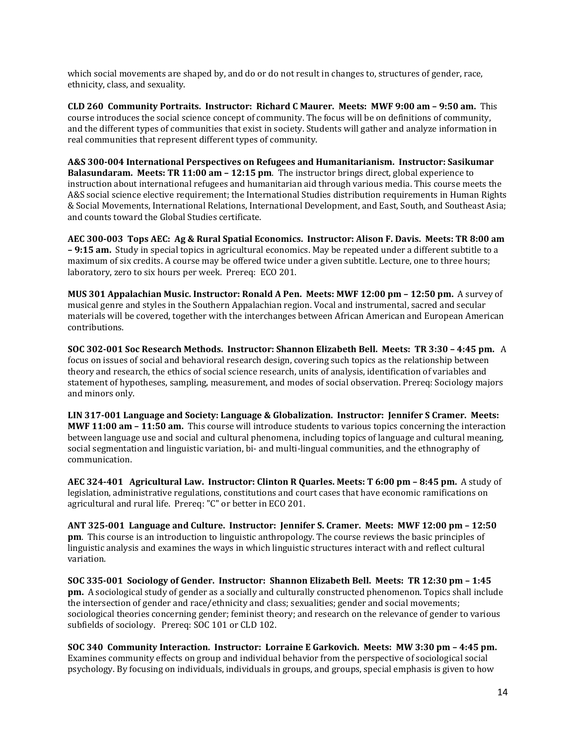which social movements are shaped by, and do or do not result in changes to, structures of gender, race, ethnicity, class, and sexuality.

**CLD 260 Community Portraits. Instructor: Richard C Maurer. Meets: MWF 9:00 am – 9:50 am.** This course introduces the social science concept of community. The focus will be on definitions of community, and the different types of communities that exist in society. Students will gather and analyze information in real communities that represent different types of community.

**A&S 300-004 International Perspectives on Refugees and Humanitarianism. Instructor: Sasikumar Balasundaram. Meets: TR 11:00 am – 12:15 pm**. The instructor brings direct, global experience to instruction about international refugees and humanitarian aid through various media. This course meets the A&S social science elective requirement; the International Studies distribution requirements in Human Rights & Social Movements, International Relations, International Development, and East, South, and Southeast Asia; and counts toward the Global Studies certificate.

**AEC 300-003 Tops AEC: Ag & Rural Spatial Economics. Instructor: Alison F. Davis. Meets: TR 8:00 am – 9:15 am.** Study in special topics in agricultural economics. May be repeated under a different subtitle to a maximum of six credits. A course may be offered twice under a given subtitle. Lecture, one to three hours; laboratory, zero to six hours per week. Prereq: ECO 201.

**MUS 301 Appalachian Music. Instructor: Ronald A Pen. Meets: MWF 12:00 pm – 12:50 pm.** A survey of musical genre and styles in the Southern Appalachian region. Vocal and instrumental, sacred and secular materials will be covered, together with the interchanges between African American and European American contributions.

**SOC 302-001 Soc Research Methods. Instructor: Shannon Elizabeth Bell. Meets: TR 3:30 – 4:45 pm.** A focus on issues of social and behavioral research design, covering such topics as the relationship between theory and research, the ethics of social science research, units of analysis, identification of variables and statement of hypotheses, sampling, measurement, and modes of social observation. Prereq: Sociology majors and minors only.

**LIN 317-001 Language and Society: Language & Globalization. Instructor: Jennifer S Cramer. Meets: MWF 11:00 am – 11:50 am.** This course will introduce students to various topics concerning the interaction between language use and social and cultural phenomena, including topics of language and cultural meaning, social segmentation and linguistic variation, bi- and multi-lingual communities, and the ethnography of communication.

**AEC 324-401 Agricultural Law. Instructor: Clinton R Quarles. Meets: T 6:00 pm – 8:45 pm.** A study of legislation, administrative regulations, constitutions and court cases that have economic ramifications on agricultural and rural life. Prereq: "C" or better in ECO 201.

**ANT 325-001 Language and Culture. Instructor: Jennifer S. Cramer. Meets: MWF 12:00 pm – 12:50 pm**. This course is an introduction to linguistic anthropology. The course reviews the basic principles of linguistic analysis and examines the ways in which linguistic structures interact with and reflect cultural variation.

**SOC 335-001 Sociology of Gender. Instructor: Shannon Elizabeth Bell. Meets: TR 12:30 pm – 1:45 pm.** A sociological study of gender as a socially and culturally constructed phenomenon. Topics shall include the intersection of gender and race/ethnicity and class; sexualities; gender and social movements; sociological theories concerning gender; feminist theory; and research on the relevance of gender to various subfields of sociology. Prereq: SOC 101 or CLD 102.

**SOC 340 Community Interaction. Instructor: Lorraine E Garkovich. Meets: MW 3:30 pm – 4:45 pm.** Examines community effects on group and individual behavior from the perspective of sociological social psychology. By focusing on individuals, individuals in groups, and groups, special emphasis is given to how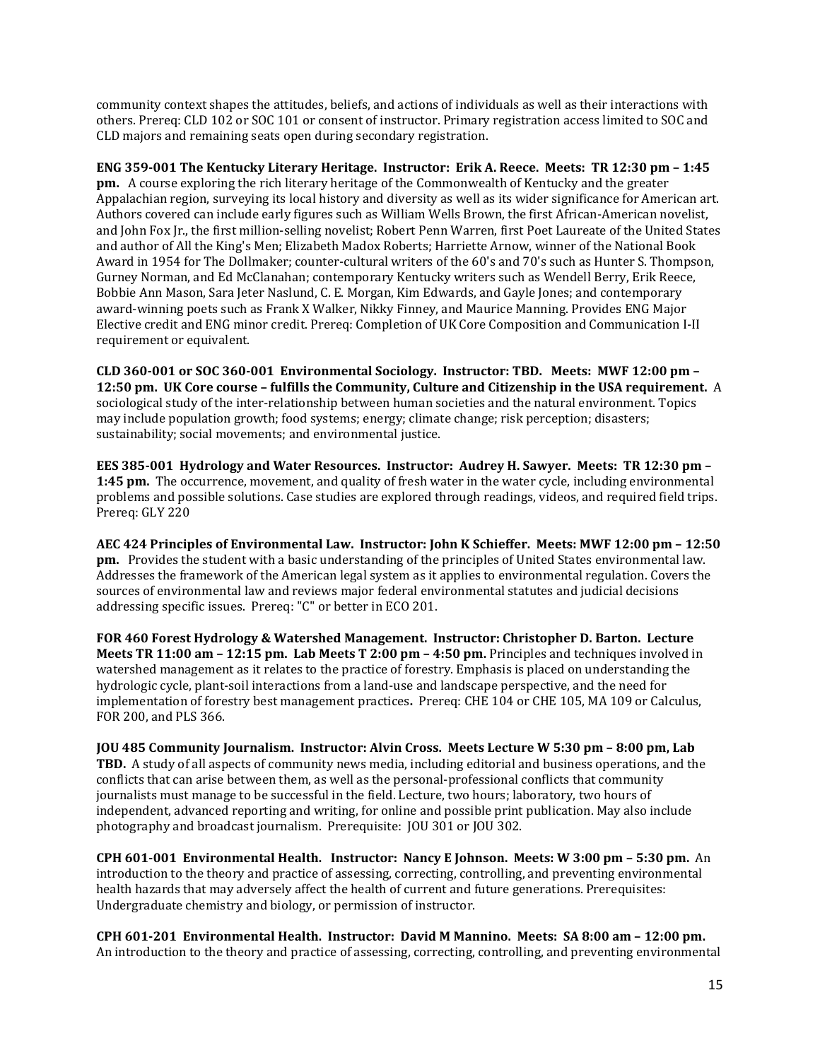community context shapes the attitudes, beliefs, and actions of individuals as well as their interactions with others. Prereq: CLD 102 or SOC 101 or consent of instructor. Primary registration access limited to SOC and CLD majors and remaining seats open during secondary registration.

**ENG 359-001 The Kentucky Literary Heritage. Instructor: Erik A. Reece. Meets: TR 12:30 pm – 1:45 pm.** A course exploring the rich literary heritage of the Commonwealth of Kentucky and the greater Appalachian region, surveying its local history and diversity as well as its wider significance for American art. Authors covered can include early figures such as William Wells Brown, the first African-American novelist, and John Fox Jr., the first million-selling novelist; Robert Penn Warren, first Poet Laureate of the United States and author of All the King's Men; Elizabeth Madox Roberts; Harriette Arnow, winner of the National Book Award in 1954 for The Dollmaker; counter-cultural writers of the 60's and 70's such as Hunter S. Thompson, Gurney Norman, and Ed McClanahan; contemporary Kentucky writers such as Wendell Berry, Erik Reece, Bobbie Ann Mason, Sara Jeter Naslund, C. E. Morgan, Kim Edwards, and Gayle Jones; and contemporary award-winning poets such as Frank X Walker, Nikky Finney, and Maurice Manning. Provides ENG Major Elective credit and ENG minor credit. Prereq: Completion of UK Core Composition and Communication I-II requirement or equivalent.

**CLD 360-001 or SOC 360-001 Environmental Sociology. Instructor: TBD. Meets: MWF 12:00 pm – 12:50 pm. UK Core course – fulfills the Community, Culture and Citizenship in the USA requirement.** A sociological study of the inter-relationship between human societies and the natural environment. Topics may include population growth; food systems; energy; climate change; risk perception; disasters; sustainability; social movements; and environmental justice.

**EES 385-001 Hydrology and Water Resources. Instructor: Audrey H. Sawyer. Meets: TR 12:30 pm – 1:45 pm.** The occurrence, movement, and quality of fresh water in the water cycle, including environmental problems and possible solutions. Case studies are explored through readings, videos, and required field trips. Prereq: GLY 220

**AEC 424 Principles of Environmental Law. Instructor: John K Schieffer. Meets: MWF 12:00 pm – 12:50 pm.** Provides the student with a basic understanding of the principles of United States environmental law. Addresses the framework of the American legal system as it applies to environmental regulation. Covers the sources of environmental law and reviews major federal environmental statutes and judicial decisions addressing specific issues. Prereq: "C" or better in ECO 201.

**FOR 460 Forest Hydrology & Watershed Management. Instructor: Christopher D. Barton. Lecture Meets TR 11:00 am – 12:15 pm. Lab Meets T 2:00 pm – 4:50 pm.** Principles and techniques involved in watershed management as it relates to the practice of forestry. Emphasis is placed on understanding the hydrologic cycle, plant-soil interactions from a land-use and landscape perspective, and the need for implementation of forestry best management practices**.** Prereq: CHE 104 or CHE 105, MA 109 or Calculus, FOR 200, and PLS 366.

**JOU 485 Community Journalism. Instructor: Alvin Cross. Meets Lecture W 5:30 pm – 8:00 pm, Lab TBD.** A study of all aspects of community news media, including editorial and business operations, and the conflicts that can arise between them, as well as the personal-professional conflicts that community journalists must manage to be successful in the field. Lecture, two hours; laboratory, two hours of independent, advanced reporting and writing, for online and possible print publication. May also include photography and broadcast journalism. Prerequisite: JOU 301 or JOU 302.

**CPH 601-001 Environmental Health. Instructor: Nancy E Johnson. Meets: W 3:00 pm – 5:30 pm.** An introduction to the theory and practice of assessing, correcting, controlling, and preventing environmental health hazards that may adversely affect the health of current and future generations. Prerequisites: Undergraduate chemistry and biology, or permission of instructor.

**CPH 601-201 Environmental Health. Instructor: David M Mannino. Meets: SA 8:00 am – 12:00 pm.** An introduction to the theory and practice of assessing, correcting, controlling, and preventing environmental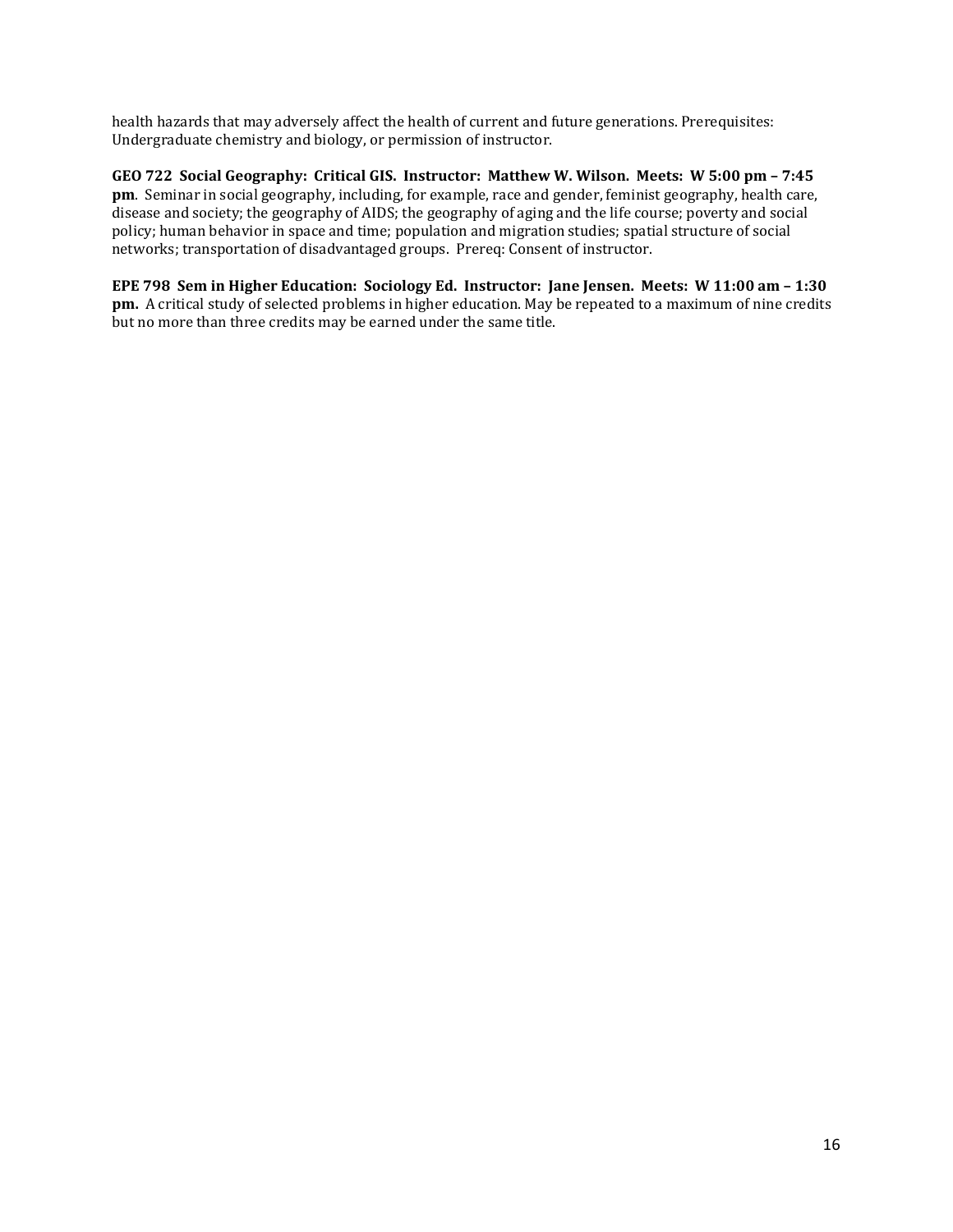health hazards that may adversely affect the health of current and future generations. Prerequisites: Undergraduate chemistry and biology, or permission of instructor.

**GEO 722 Social Geography: Critical GIS. Instructor: Matthew W. Wilson. Meets: W 5:00 pm – 7:45 pm**. Seminar in social geography, including, for example, race and gender, feminist geography, health care, disease and society; the geography of AIDS; the geography of aging and the life course; poverty and social policy; human behavior in space and time; population and migration studies; spatial structure of social networks; transportation of disadvantaged groups. Prereq: Consent of instructor.

**EPE 798 Sem in Higher Education: Sociology Ed. Instructor: Jane Jensen. Meets: W 11:00 am – 1:30 pm.** A critical study of selected problems in higher education. May be repeated to a maximum of nine credits but no more than three credits may be earned under the same title.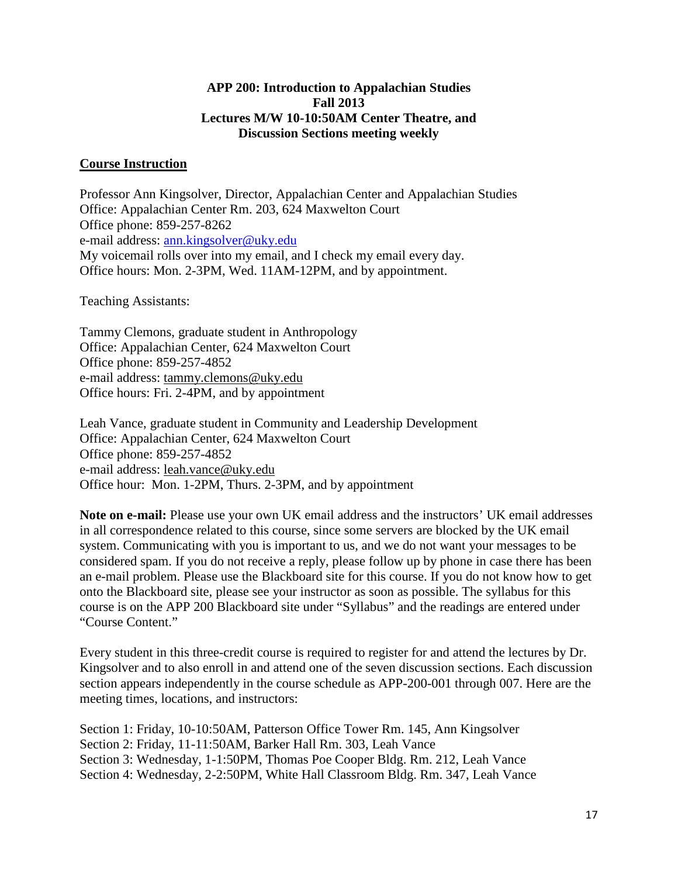**APP 200: Introduction to Appalachian Studies**
**Fall 2013**
**Lectures M/W 10-10:50AM Center Theatre, and**
**Discussion Sections meeting weekly**

## Course Instruction

Professor Ann Kingsolver, Director, Appalachian Center and Appalachian Studies
Office: Appalachian Center Rm. 203, 624 Maxwelton Court
Office phone: 859-257-8262
e-mail address: ann.kingsolver@uky.edu
My voicemail rolls over into my email, and I check my email every day.
Office hours: Mon. 2-3PM, Wed. 11AM-12PM, and by appointment.

Teaching Assistants:

Tammy Clemons, graduate student in Anthropology
Office: Appalachian Center, 624 Maxwelton Court
Office phone: 859-257-4852
e-mail address: tammy.clemons@uky.edu
Office hours: Fri. 2-4PM, and by appointment

Leah Vance, graduate student in Community and Leadership Development
Office: Appalachian Center, 624 Maxwelton Court
Office phone: 859-257-4852
e-mail address: leah.vance@uky.edu
Office hour: Mon. 1-2PM, Thurs. 2-3PM, and by appointment

**Note on e-mail:** Please use your own UK email address and the instructors' UK email addresses in all correspondence related to this course, since some servers are blocked by the UK email system. Communicating with you is important to us, and we do not want your messages to be considered spam. If you do not receive a reply, please follow up by phone in case there has been an e-mail problem. Please use the Blackboard site for this course. If you do not know how to get onto the Blackboard site, please see your instructor as soon as possible. The syllabus for this course is on the APP 200 Blackboard site under "Syllabus" and the readings are entered under "Course Content."

Every student in this three-credit course is required to register for and attend the lectures by Dr. Kingsolver and to also enroll in and attend one of the seven discussion sections. Each discussion section appears independently in the course schedule as APP-200-001 through 007. Here are the meeting times, locations, and instructors:

Section 1: Friday, 10-10:50AM, Patterson Office Tower Rm. 145, Ann Kingsolver
Section 2: Friday, 11-11:50AM, Barker Hall Rm. 303, Leah Vance
Section 3: Wednesday, 1-1:50PM, Thomas Poe Cooper Bldg. Rm. 212, Leah Vance
Section 4: Wednesday, 2-2:50PM, White Hall Classroom Bldg. Rm. 347, Leah Vance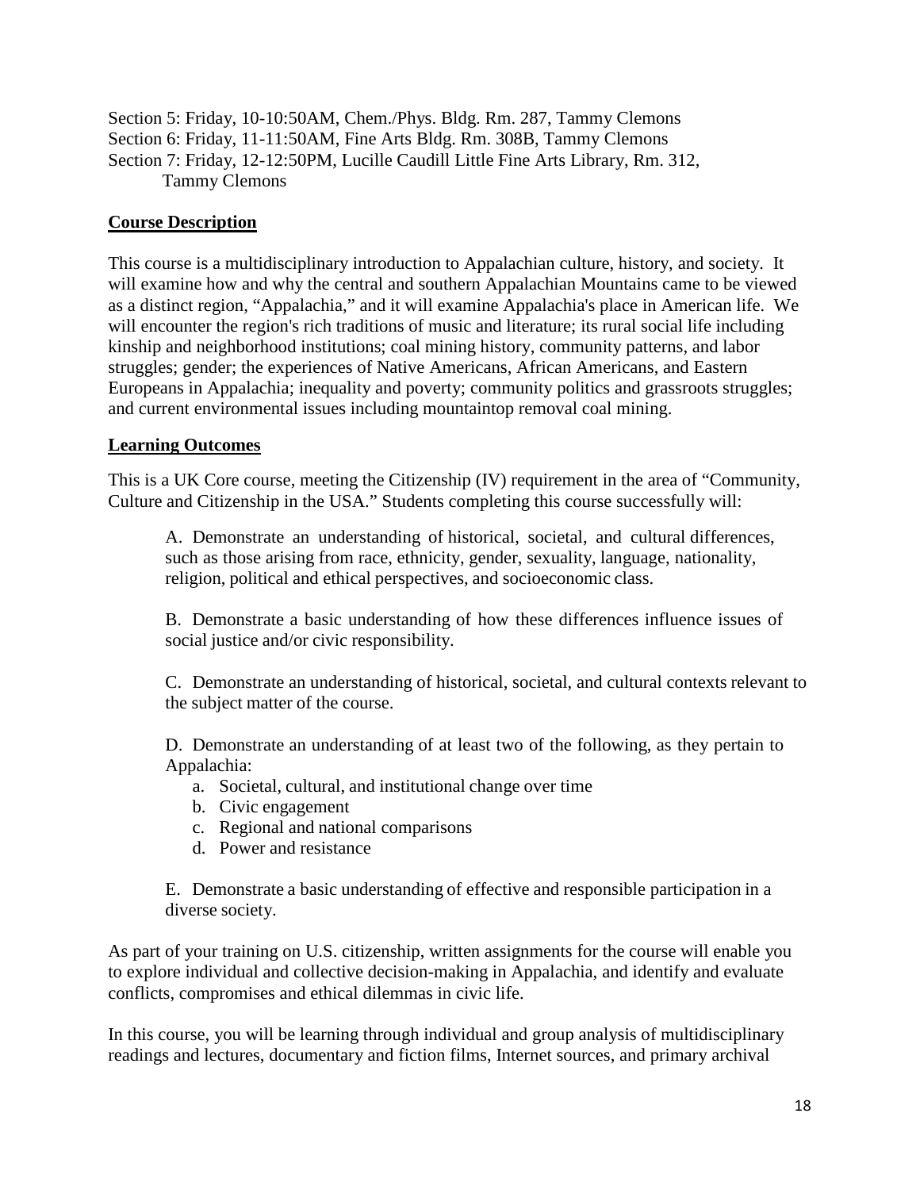Section 5: Friday, 10-10:50AM, Chem./Phys. Bldg. Rm. 287, Tammy Clemons
Section 6: Friday, 11-11:50AM, Fine Arts Bldg. Rm. 308B, Tammy Clemons
Section 7: Friday, 12-12:50PM, Lucille Caudill Little Fine Arts Library, Rm. 312, Tammy Clemons

## Course Description

This course is a multidisciplinary introduction to Appalachian culture, history, and society. It will examine how and why the central and southern Appalachian Mountains came to be viewed as a distinct region, "Appalachia," and it will examine Appalachia's place in American life. We will encounter the region's rich traditions of music and literature; its rural social life including kinship and neighborhood institutions; coal mining history, community patterns, and labor struggles; gender; the experiences of Native Americans, African Americans, and Eastern Europeans in Appalachia; inequality and poverty; community politics and grassroots struggles; and current environmental issues including mountaintop removal coal mining.

## Learning Outcomes

This is a UK Core course, meeting the Citizenship (IV) requirement in the area of "Community, Culture and Citizenship in the USA." Students completing this course successfully will:

A. Demonstrate an understanding of historical, societal, and cultural differences, such as those arising from race, ethnicity, gender, sexuality, language, nationality, religion, political and ethical perspectives, and socioeconomic class.

B. Demonstrate a basic understanding of how these differences influence issues of social justice and/or civic responsibility.

C. Demonstrate an understanding of historical, societal, and cultural contexts relevant to the subject matter of the course.

D. Demonstrate an understanding of at least two of the following, as they pertain to Appalachia:

a. Societal, cultural, and institutional change over time
b. Civic engagement
c. Regional and national comparisons
d. Power and resistance

E. Demonstrate a basic understanding of effective and responsible participation in a diverse society.

As part of your training on U.S. citizenship, written assignments for the course will enable you to explore individual and collective decision-making in Appalachia, and identify and evaluate conflicts, compromises and ethical dilemmas in civic life.

In this course, you will be learning through individual and group analysis of multidisciplinary readings and lectures, documentary and fiction films, Internet sources, and primary archival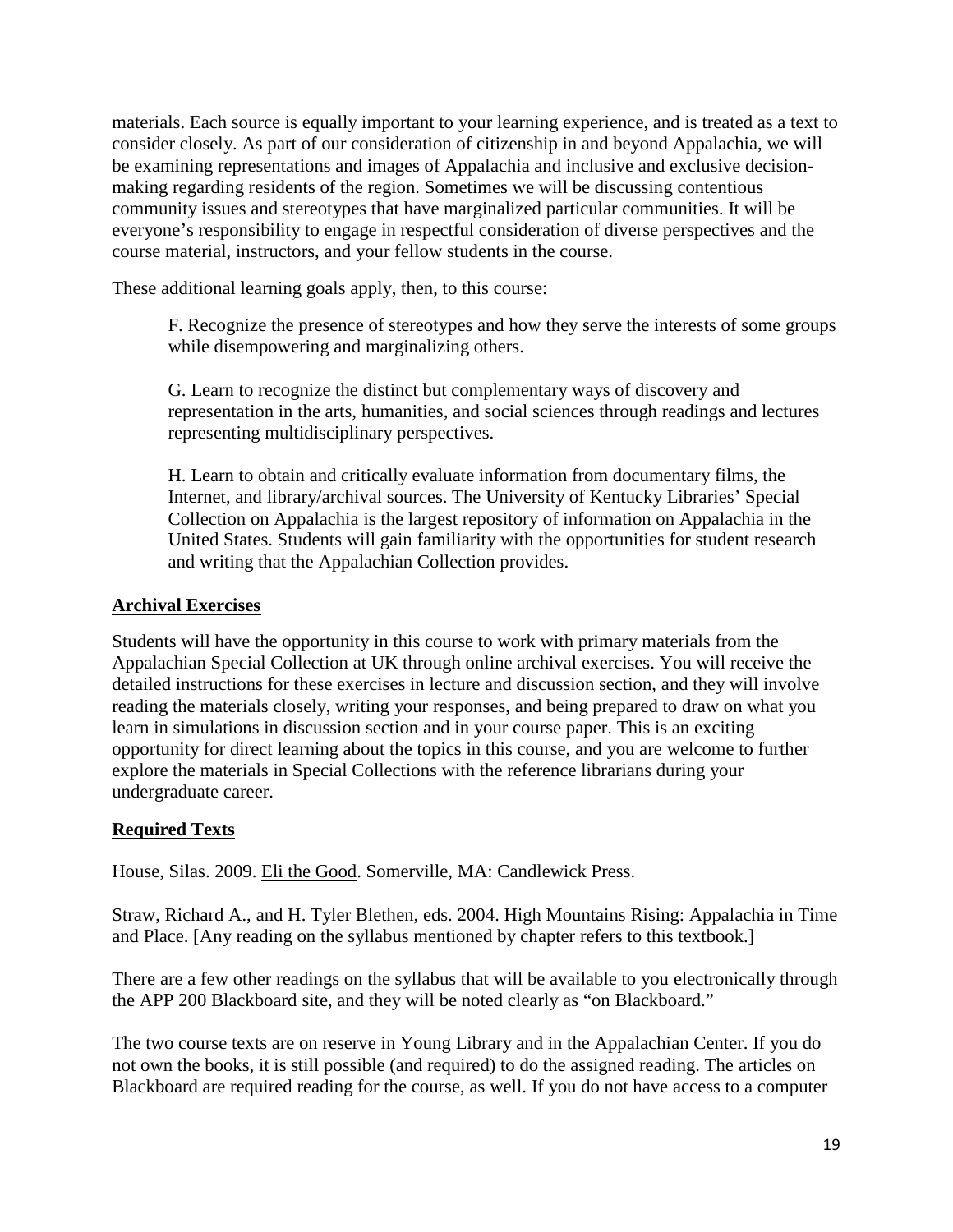materials. Each source is equally important to your learning experience, and is treated as a text to consider closely. As part of our consideration of citizenship in and beyond Appalachia, we will be examining representations and images of Appalachia and inclusive and exclusive decision-making regarding residents of the region. Sometimes we will be discussing contentious community issues and stereotypes that have marginalized particular communities. It will be everyone's responsibility to engage in respectful consideration of diverse perspectives and the course material, instructors, and your fellow students in the course.

These additional learning goals apply, then, to this course:

> F. Recognize the presence of stereotypes and how they serve the interests of some groups while disempowering and marginalizing others.
>
> G. Learn to recognize the distinct but complementary ways of discovery and representation in the arts, humanities, and social sciences through readings and lectures representing multidisciplinary perspectives.
>
> H. Learn to obtain and critically evaluate information from documentary films, the Internet, and library/archival sources. The University of Kentucky Libraries' Special Collection on Appalachia is the largest repository of information on Appalachia in the United States. Students will gain familiarity with the opportunities for student research and writing that the Appalachian Collection provides.

## Archival Exercises

Students will have the opportunity in this course to work with primary materials from the Appalachian Special Collection at UK through online archival exercises. You will receive the detailed instructions for these exercises in lecture and discussion section, and they will involve reading the materials closely, writing your responses, and being prepared to draw on what you learn in simulations in discussion section and in your course paper. This is an exciting opportunity for direct learning about the topics in this course, and you are welcome to further explore the materials in Special Collections with the reference librarians during your undergraduate career.

## Required Texts

House, Silas. 2009. Eli the Good. Somerville, MA: Candlewick Press.

Straw, Richard A., and H. Tyler Blethen, eds. 2004. High Mountains Rising: Appalachia in Time and Place. [Any reading on the syllabus mentioned by chapter refers to this textbook.]

There are a few other readings on the syllabus that will be available to you electronically through the APP 200 Blackboard site, and they will be noted clearly as "on Blackboard."

The two course texts are on reserve in Young Library and in the Appalachian Center. If you do not own the books, it is still possible (and required) to do the assigned reading. The articles on Blackboard are required reading for the course, as well. If you do not have access to a computer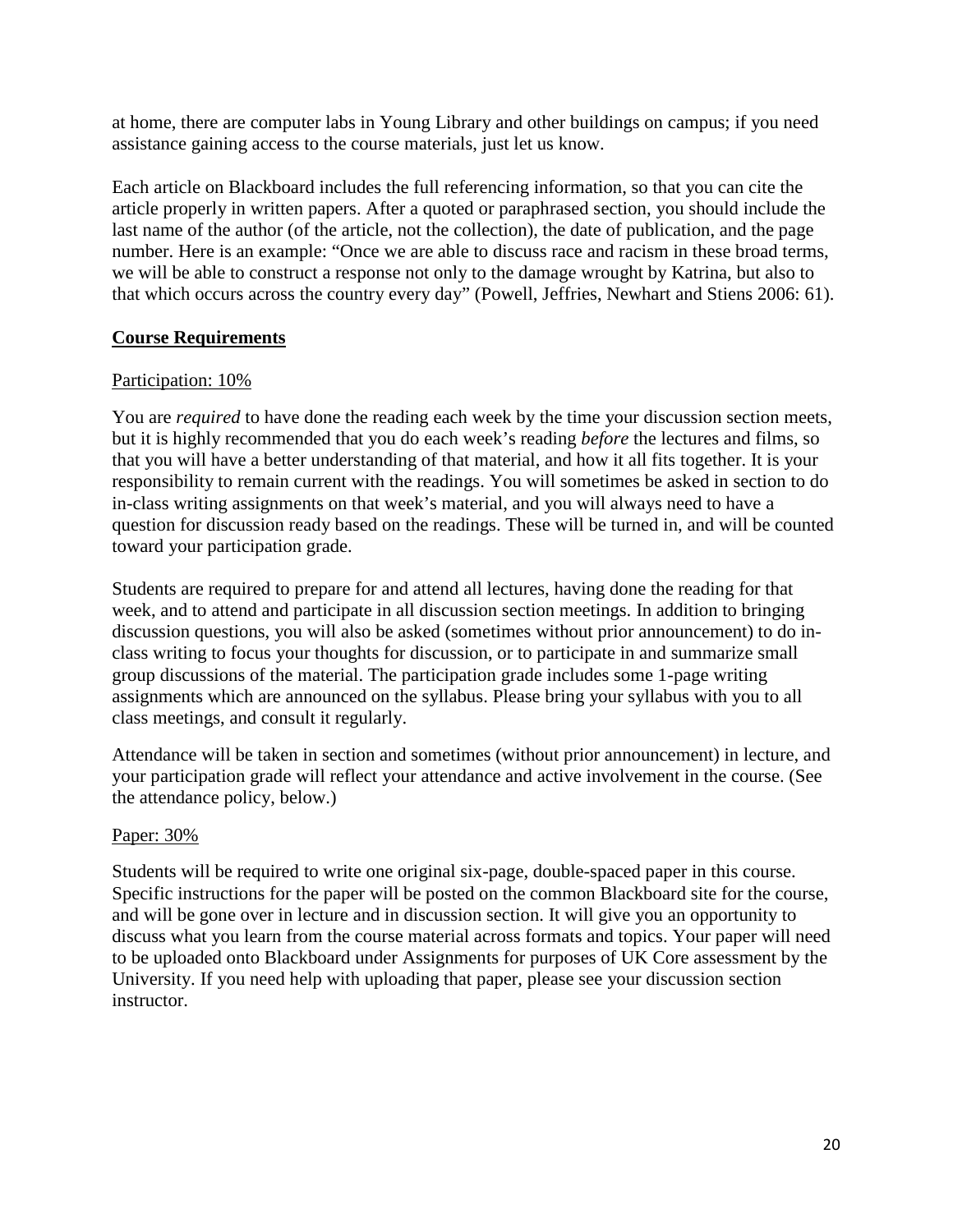at home, there are computer labs in Young Library and other buildings on campus; if you need assistance gaining access to the course materials, just let us know.

Each article on Blackboard includes the full referencing information, so that you can cite the article properly in written papers. After a quoted or paraphrased section, you should include the last name of the author (of the article, not the collection), the date of publication, and the page number. Here is an example: "Once we are able to discuss race and racism in these broad terms, we will be able to construct a response not only to the damage wrought by Katrina, but also to that which occurs across the country every day" (Powell, Jeffries, Newhart and Stiens 2006: 61).

## Course Requirements

### Participation: 10%

You are *required* to have done the reading each week by the time your discussion section meets, but it is highly recommended that you do each week's reading *before* the lectures and films, so that you will have a better understanding of that material, and how it all fits together. It is your responsibility to remain current with the readings. You will sometimes be asked in section to do in-class writing assignments on that week's material, and you will always need to have a question for discussion ready based on the readings. These will be turned in, and will be counted toward your participation grade.

Students are required to prepare for and attend all lectures, having done the reading for that week, and to attend and participate in all discussion section meetings. In addition to bringing discussion questions, you will also be asked (sometimes without prior announcement) to do in-class writing to focus your thoughts for discussion, or to participate in and summarize small group discussions of the material. The participation grade includes some 1-page writing assignments which are announced on the syllabus. Please bring your syllabus with you to all class meetings, and consult it regularly.

Attendance will be taken in section and sometimes (without prior announcement) in lecture, and your participation grade will reflect your attendance and active involvement in the course. (See the attendance policy, below.)

### Paper: 30%

Students will be required to write one original six-page, double-spaced paper in this course. Specific instructions for the paper will be posted on the common Blackboard site for the course, and will be gone over in lecture and in discussion section. It will give you an opportunity to discuss what you learn from the course material across formats and topics. Your paper will need to be uploaded onto Blackboard under Assignments for purposes of UK Core assessment by the University. If you need help with uploading that paper, please see your discussion section instructor.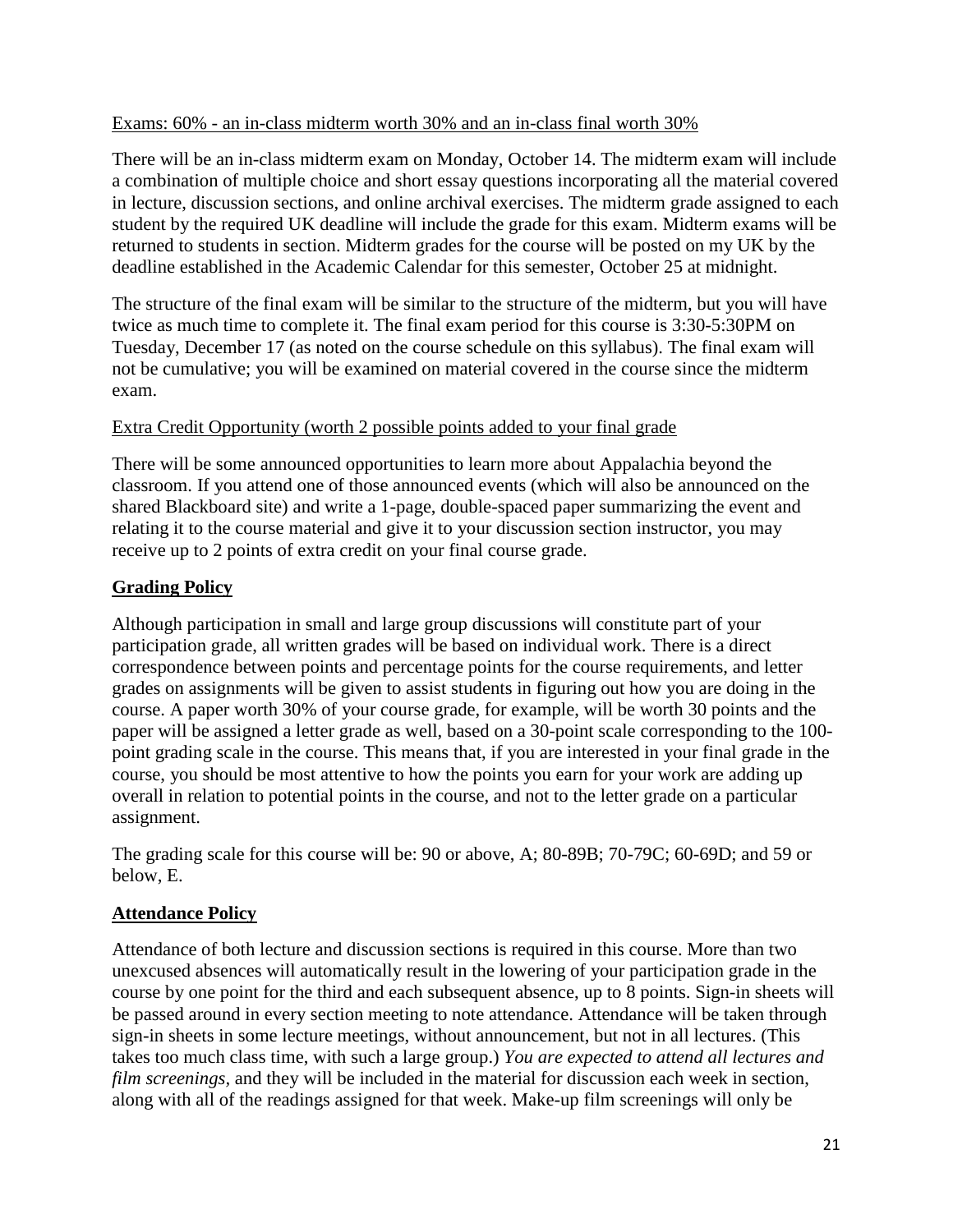Exams: 60% - an in-class midterm worth 30% and an in-class final worth 30%

There will be an in-class midterm exam on Monday, October 14. The midterm exam will include a combination of multiple choice and short essay questions incorporating all the material covered in lecture, discussion sections, and online archival exercises. The midterm grade assigned to each student by the required UK deadline will include the grade for this exam. Midterm exams will be returned to students in section. Midterm grades for the course will be posted on my UK by the deadline established in the Academic Calendar for this semester, October 25 at midnight.

The structure of the final exam will be similar to the structure of the midterm, but you will have twice as much time to complete it. The final exam period for this course is 3:30-5:30PM on Tuesday, December 17 (as noted on the course schedule on this syllabus). The final exam will not be cumulative; you will be examined on material covered in the course since the midterm exam.

Extra Credit Opportunity (worth 2 possible points added to your final grade

There will be some announced opportunities to learn more about Appalachia beyond the classroom. If you attend one of those announced events (which will also be announced on the shared Blackboard site) and write a 1-page, double-spaced paper summarizing the event and relating it to the course material and give it to your discussion section instructor, you may receive up to 2 points of extra credit on your final course grade.

## Grading Policy

Although participation in small and large group discussions will constitute part of your participation grade, all written grades will be based on individual work. There is a direct correspondence between points and percentage points for the course requirements, and letter grades on assignments will be given to assist students in figuring out how you are doing in the course. A paper worth 30% of your course grade, for example, will be worth 30 points and the paper will be assigned a letter grade as well, based on a 30-point scale corresponding to the 100-point grading scale in the course. This means that, if you are interested in your final grade in the course, you should be most attentive to how the points you earn for your work are adding up overall in relation to potential points in the course, and not to the letter grade on a particular assignment.

The grading scale for this course will be: 90 or above, A; 80-89B; 70-79C; 60-69D; and 59 or below, E.

## Attendance Policy

Attendance of both lecture and discussion sections is required in this course. More than two unexcused absences will automatically result in the lowering of your participation grade in the course by one point for the third and each subsequent absence, up to 8 points. Sign-in sheets will be passed around in every section meeting to note attendance. Attendance will be taken through sign-in sheets in some lecture meetings, without announcement, but not in all lectures. (This takes too much class time, with such a large group.) *You are expected to attend all lectures and film screenings,* and they will be included in the material for discussion each week in section, along with all of the readings assigned for that week. Make-up film screenings will only be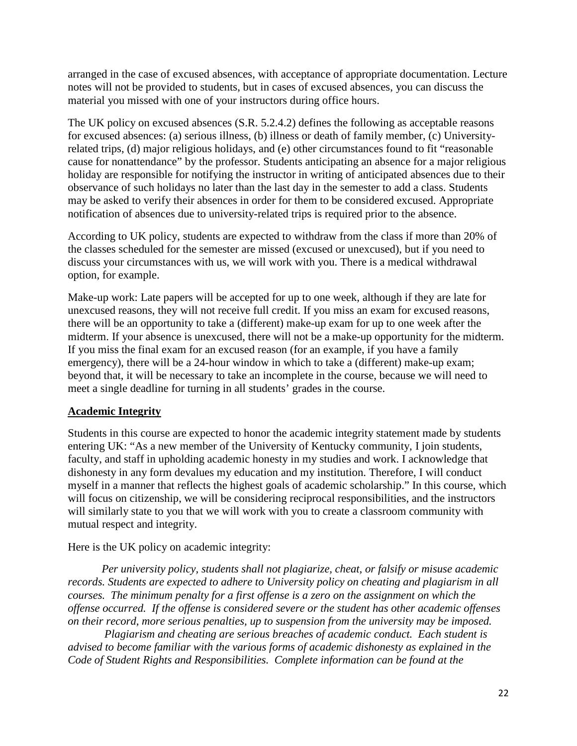arranged in the case of excused absences, with acceptance of appropriate documentation. Lecture notes will not be provided to students, but in cases of excused absences, you can discuss the material you missed with one of your instructors during office hours.

The UK policy on excused absences (S.R. 5.2.4.2) defines the following as acceptable reasons for excused absences: (a) serious illness, (b) illness or death of family member, (c) University-related trips, (d) major religious holidays, and (e) other circumstances found to fit "reasonable cause for nonattendance" by the professor. Students anticipating an absence for a major religious holiday are responsible for notifying the instructor in writing of anticipated absences due to their observance of such holidays no later than the last day in the semester to add a class. Students may be asked to verify their absences in order for them to be considered excused. Appropriate notification of absences due to university-related trips is required prior to the absence.

According to UK policy, students are expected to withdraw from the class if more than 20% of the classes scheduled for the semester are missed (excused or unexcused), but if you need to discuss your circumstances with us, we will work with you. There is a medical withdrawal option, for example.

Make-up work: Late papers will be accepted for up to one week, although if they are late for unexcused reasons, they will not receive full credit. If you miss an exam for excused reasons, there will be an opportunity to take a (different) make-up exam for up to one week after the midterm. If your absence is unexcused, there will not be a make-up opportunity for the midterm. If you miss the final exam for an excused reason (for an example, if you have a family emergency), there will be a 24-hour window in which to take a (different) make-up exam; beyond that, it will be necessary to take an incomplete in the course, because we will need to meet a single deadline for turning in all students' grades in the course.

## Academic Integrity

Students in this course are expected to honor the academic integrity statement made by students entering UK: "As a new member of the University of Kentucky community, I join students, faculty, and staff in upholding academic honesty in my studies and work. I acknowledge that dishonesty in any form devalues my education and my institution. Therefore, I will conduct myself in a manner that reflects the highest goals of academic scholarship." In this course, which will focus on citizenship, we will be considering reciprocal responsibilities, and the instructors will similarly state to you that we will work with you to create a classroom community with mutual respect and integrity.

Here is the UK policy on academic integrity:

*Per university policy, students shall not plagiarize, cheat, or falsify or misuse academic records. Students are expected to adhere to University policy on cheating and plagiarism in all courses. The minimum penalty for a first offense is a zero on the assignment on which the offense occurred. If the offense is considered severe or the student has other academic offenses on their record, more serious penalties, up to suspension from the university may be imposed.*

*Plagiarism and cheating are serious breaches of academic conduct. Each student is advised to become familiar with the various forms of academic dishonesty as explained in the Code of Student Rights and Responsibilities. Complete information can be found at the*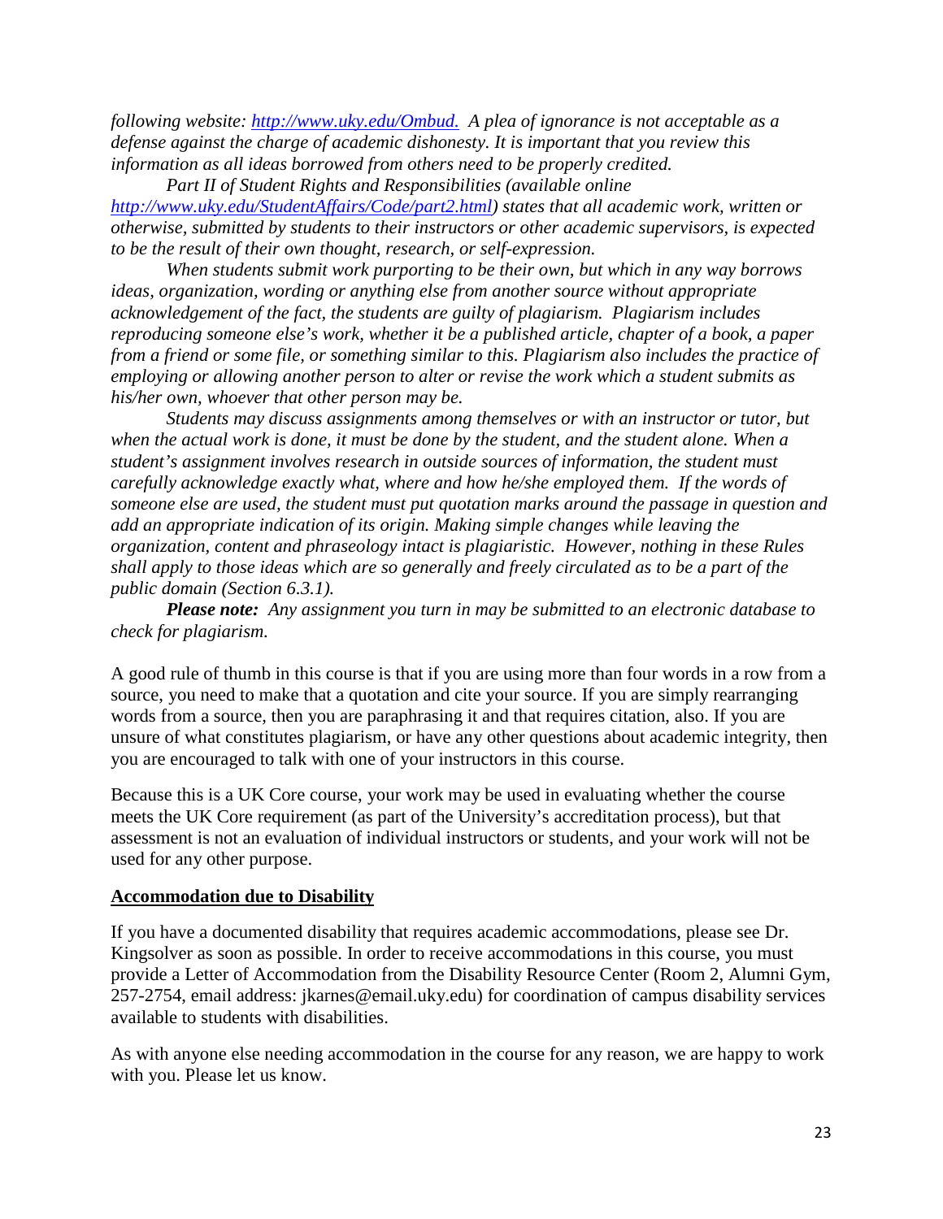*following website: [http://www.uky.edu/Ombud.](http://www.uky.edu/Ombud) A plea of ignorance is not acceptable as a defense against the charge of academic dishonesty. It is important that you review this information as all ideas borrowed from others need to be properly credited.*

*Part II of Student Rights and Responsibilities (available online [http://www.uky.edu/StudentAffairs/Code/part2.html](http://www.uky.edu/StudentAffairs/Code/part2.html)) states that all academic work, written or otherwise, submitted by students to their instructors or other academic supervisors, is expected to be the result of their own thought, research, or self-expression.*

*When students submit work purporting to be their own, but which in any way borrows ideas, organization, wording or anything else from another source without appropriate acknowledgement of the fact, the students are guilty of plagiarism. Plagiarism includes reproducing someone else's work, whether it be a published article, chapter of a book, a paper from a friend or some file, or something similar to this. Plagiarism also includes the practice of employing or allowing another person to alter or revise the work which a student submits as his/her own, whoever that other person may be.*

*Students may discuss assignments among themselves or with an instructor or tutor, but when the actual work is done, it must be done by the student, and the student alone. When a student's assignment involves research in outside sources of information, the student must carefully acknowledge exactly what, where and how he/she employed them. If the words of someone else are used, the student must put quotation marks around the passage in question and add an appropriate indication of its origin. Making simple changes while leaving the organization, content and phraseology intact is plagiaristic. However, nothing in these Rules shall apply to those ideas which are so generally and freely circulated as to be a part of the public domain (Section 6.3.1).*

***Please note:** Any assignment you turn in may be submitted to an electronic database to check for plagiarism.*

A good rule of thumb in this course is that if you are using more than four words in a row from a source, you need to make that a quotation and cite your source. If you are simply rearranging words from a source, then you are paraphrasing it and that requires citation, also. If you are unsure of what constitutes plagiarism, or have any other questions about academic integrity, then you are encouraged to talk with one of your instructors in this course.

Because this is a UK Core course, your work may be used in evaluating whether the course meets the UK Core requirement (as part of the University's accreditation process), but that assessment is not an evaluation of individual instructors or students, and your work will not be used for any other purpose.

## Accommodation due to Disability

If you have a documented disability that requires academic accommodations, please see Dr. Kingsolver as soon as possible. In order to receive accommodations in this course, you must provide a Letter of Accommodation from the Disability Resource Center (Room 2, Alumni Gym, 257-2754, email address: jkarnes@email.uky.edu) for coordination of campus disability services available to students with disabilities.

As with anyone else needing accommodation in the course for any reason, we are happy to work with you. Please let us know.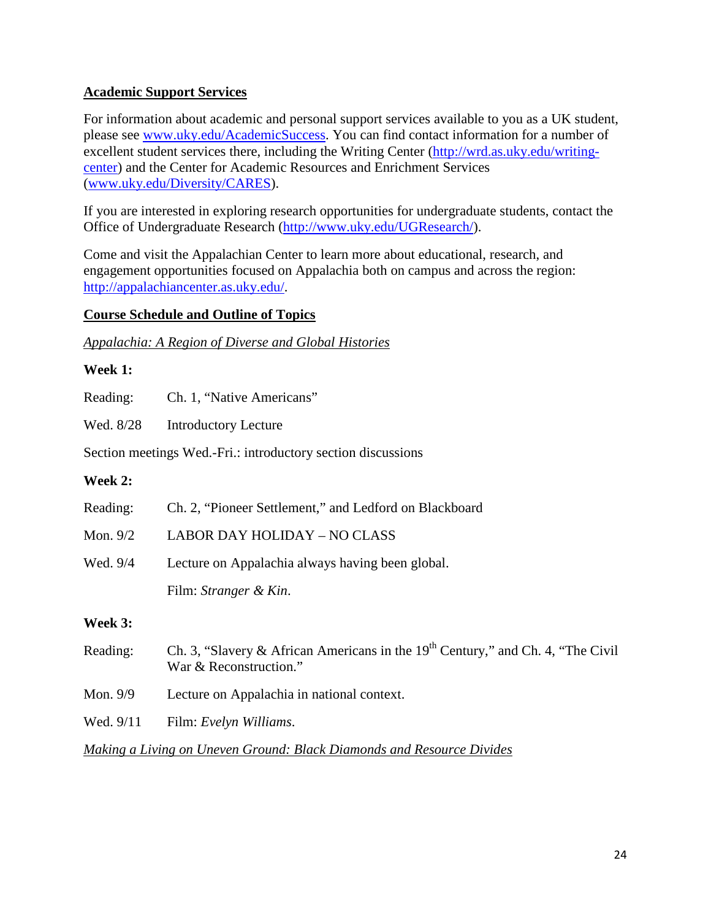**Academic Support Services**

For information about academic and personal support services available to you as a UK student, please see [www.uky.edu/AcademicSuccess](http://www.uky.edu/AcademicSuccess). You can find contact information for a number of excellent student services there, including the Writing Center ([http://wrd.as.uky.edu/writing-center](http://wrd.as.uky.edu/writing-center)) and the Center for Academic Resources and Enrichment Services ([www.uky.edu/Diversity/CARES](http://www.uky.edu/Diversity/CARES)).

If you are interested in exploring research opportunities for undergraduate students, contact the Office of Undergraduate Research ([http://www.uky.edu/UGResearch/](http://www.uky.edu/UGResearch/)).

Come and visit the Appalachian Center to learn more about educational, research, and engagement opportunities focused on Appalachia both on campus and across the region: [http://appalachiancenter.as.uky.edu/](http://appalachiancenter.as.uky.edu/).

**Course Schedule and Outline of Topics**

*Appalachia: A Region of Diverse and Global Histories*

**Week 1:**

Reading: Ch. 1, "Native Americans"

Wed. 8/28 Introductory Lecture

Section meetings Wed.-Fri.: introductory section discussions

**Week 2:**

Reading: Ch. 2, "Pioneer Settlement," and Ledford on Blackboard

Mon. 9/2 LABOR DAY HOLIDAY – NO CLASS

Wed. 9/4 Lecture on Appalachia always having been global.

Film: *Stranger & Kin*.

**Week 3:**

Reading: Ch. 3, "Slavery & African Americans in the 19th Century," and Ch. 4, "The Civil War & Reconstruction."

Mon. 9/9 Lecture on Appalachia in national context.

Wed. 9/11 Film: *Evelyn Williams*.

*Making a Living on Uneven Ground: Black Diamonds and Resource Divides*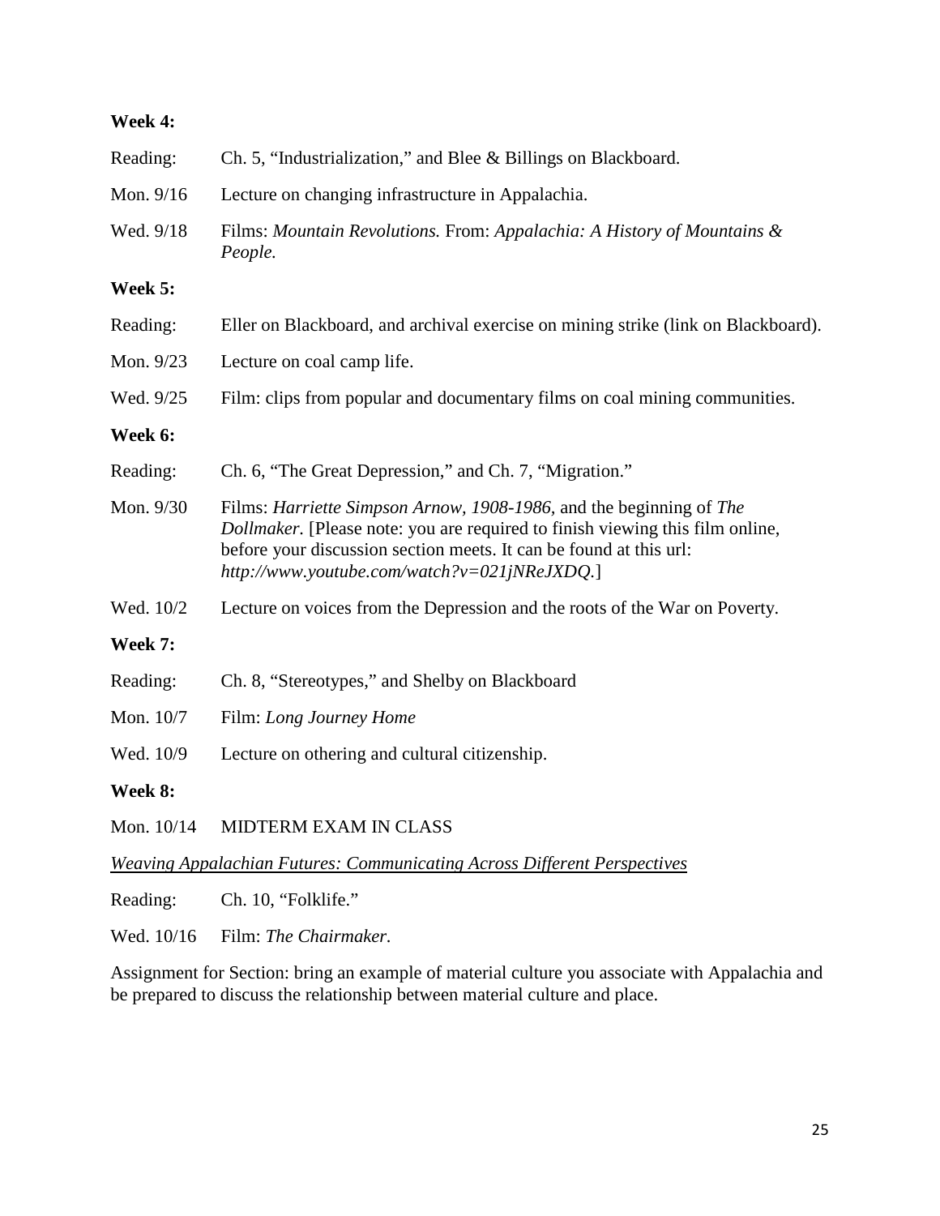**Week 4:**

Reading: Ch. 5, "Industrialization," and Blee & Billings on Blackboard.

Mon. 9/16 Lecture on changing infrastructure in Appalachia.

Wed. 9/18 Films: *Mountain Revolutions.* From: *Appalachia: A History of Mountains & People.*

**Week 5:**

Reading: Eller on Blackboard, and archival exercise on mining strike (link on Blackboard).

Mon. 9/23 Lecture on coal camp life.

Wed. 9/25 Film: clips from popular and documentary films on coal mining communities.

**Week 6:**

Reading: Ch. 6, "The Great Depression," and Ch. 7, "Migration."

Mon. 9/30 Films: *Harriette Simpson Arnow, 1908-1986,* and the beginning of *The Dollmaker.* [Please note: you are required to finish viewing this film online, before your discussion section meets. It can be found at this url: *http://www.youtube.com/watch?v=021jNReJXDQ.*]

Wed. 10/2 Lecture on voices from the Depression and the roots of the War on Poverty.

**Week 7:**

Reading: Ch. 8, "Stereotypes," and Shelby on Blackboard

Mon. 10/7 Film: *Long Journey Home*

Wed. 10/9 Lecture on othering and cultural citizenship.

**Week 8:**

Mon. 10/14 MIDTERM EXAM IN CLASS

*Weaving Appalachian Futures: Communicating Across Different Perspectives*

Reading: Ch. 10, "Folklife."

Wed. 10/16 Film: *The Chairmaker.*

Assignment for Section: bring an example of material culture you associate with Appalachia and be prepared to discuss the relationship between material culture and place.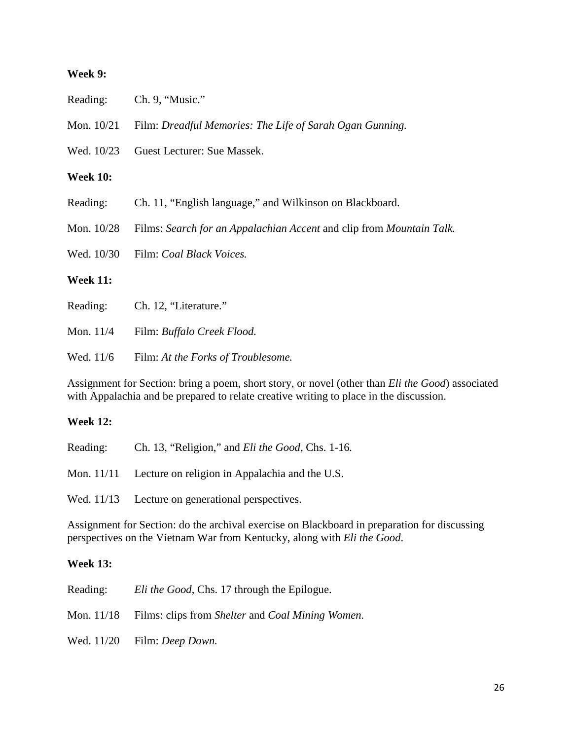**Week 9:**

Reading: Ch. 9, "Music."

Mon. 10/21 Film: *Dreadful Memories: The Life of Sarah Ogan Gunning.*

Wed. 10/23 Guest Lecturer: Sue Massek.

**Week 10:**

Reading: Ch. 11, "English language," and Wilkinson on Blackboard.

Mon. 10/28 Films: *Search for an Appalachian Accent* and clip from *Mountain Talk.*

Wed. 10/30 Film: *Coal Black Voices.*

**Week 11:**

Reading: Ch. 12, "Literature."

Mon. 11/4 Film: *Buffalo Creek Flood.*

Wed. 11/6 Film: *At the Forks of Troublesome.*

Assignment for Section: bring a poem, short story, or novel (other than *Eli the Good*) associated with Appalachia and be prepared to relate creative writing to place in the discussion.

**Week 12:**

Reading: Ch. 13, "Religion," and *Eli the Good,* Chs. 1-16.

Mon. 11/11 Lecture on religion in Appalachia and the U.S.

Wed. 11/13 Lecture on generational perspectives.

Assignment for Section: do the archival exercise on Blackboard in preparation for discussing perspectives on the Vietnam War from Kentucky, along with *Eli the Good*.

**Week 13:**

Reading: *Eli the Good*, Chs. 17 through the Epilogue.

Mon. 11/18 Films: clips from *Shelter* and *Coal Mining Women.*

Wed. 11/20 Film: *Deep Down.*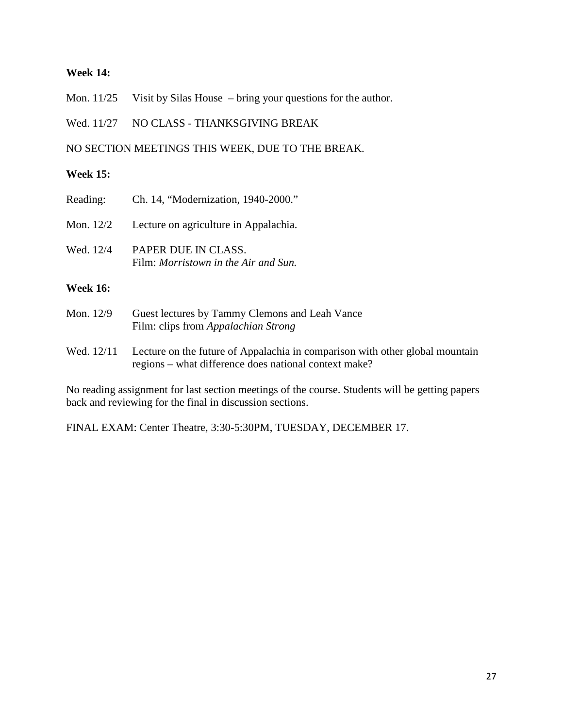**Week 14:**

Mon. 11/25 Visit by Silas House – bring your questions for the author.

Wed. 11/27 NO CLASS - THANKSGIVING BREAK

NO SECTION MEETINGS THIS WEEK, DUE TO THE BREAK.

**Week 15:**

Reading: Ch. 14, "Modernization, 1940-2000."

Mon. 12/2 Lecture on agriculture in Appalachia.

Wed. 12/4 PAPER DUE IN CLASS.
Film: *Morristown in the Air and Sun.*

**Week 16:**

Mon. 12/9 Guest lectures by Tammy Clemons and Leah Vance
Film: clips from *Appalachian Strong*

Wed. 12/11 Lecture on the future of Appalachia in comparison with other global mountain regions – what difference does national context make?

No reading assignment for last section meetings of the course. Students will be getting papers back and reviewing for the final in discussion sections.

FINAL EXAM: Center Theatre, 3:30-5:30PM, TUESDAY, DECEMBER 17.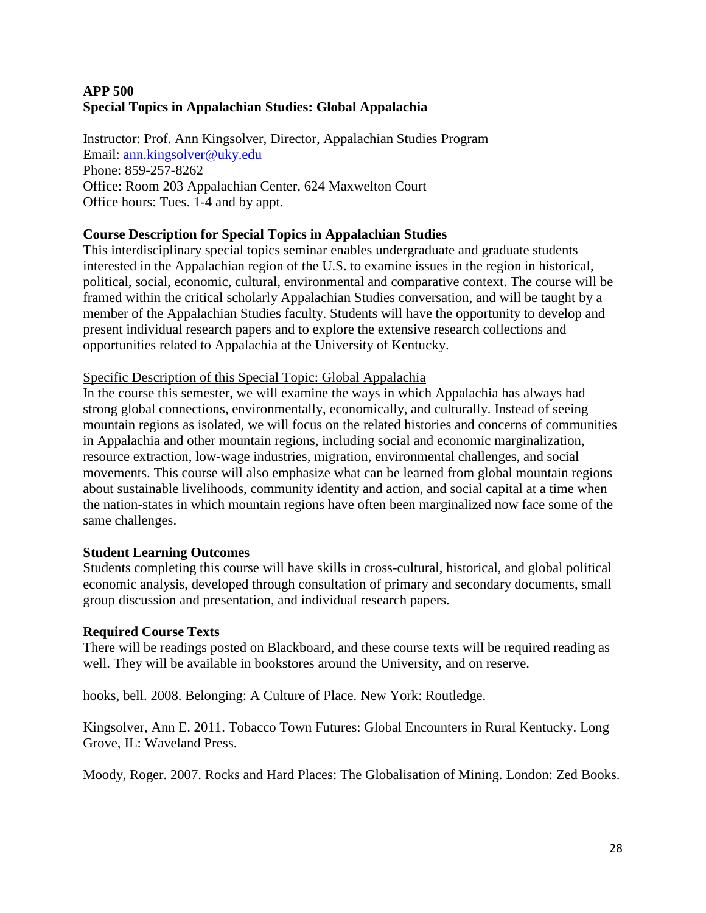**APP 500**
**Special Topics in Appalachian Studies: Global Appalachia**

Instructor: Prof. Ann Kingsolver, Director, Appalachian Studies Program
Email: ann.kingsolver@uky.edu
Phone: 859-257-8262
Office: Room 203 Appalachian Center, 624 Maxwelton Court
Office hours: Tues. 1-4 and by appt.

**Course Description for Special Topics in Appalachian Studies**

This interdisciplinary special topics seminar enables undergraduate and graduate students interested in the Appalachian region of the U.S. to examine issues in the region in historical, political, social, economic, cultural, environmental and comparative context. The course will be framed within the critical scholarly Appalachian Studies conversation, and will be taught by a member of the Appalachian Studies faculty. Students will have the opportunity to develop and present individual research papers and to explore the extensive research collections and opportunities related to Appalachia at the University of Kentucky.

Specific Description of this Special Topic: Global Appalachia

In the course this semester, we will examine the ways in which Appalachia has always had strong global connections, environmentally, economically, and culturally. Instead of seeing mountain regions as isolated, we will focus on the related histories and concerns of communities in Appalachia and other mountain regions, including social and economic marginalization, resource extraction, low-wage industries, migration, environmental challenges, and social movements. This course will also emphasize what can be learned from global mountain regions about sustainable livelihoods, community identity and action, and social capital at a time when the nation-states in which mountain regions have often been marginalized now face some of the same challenges.

**Student Learning Outcomes**

Students completing this course will have skills in cross-cultural, historical, and global political economic analysis, developed through consultation of primary and secondary documents, small group discussion and presentation, and individual research papers.

**Required Course Texts**

There will be readings posted on Blackboard, and these course texts will be required reading as well. They will be available in bookstores around the University, and on reserve.

hooks, bell. 2008. Belonging: A Culture of Place. New York: Routledge.

Kingsolver, Ann E. 2011. Tobacco Town Futures: Global Encounters in Rural Kentucky. Long Grove, IL: Waveland Press.

Moody, Roger. 2007. Rocks and Hard Places: The Globalisation of Mining. London: Zed Books.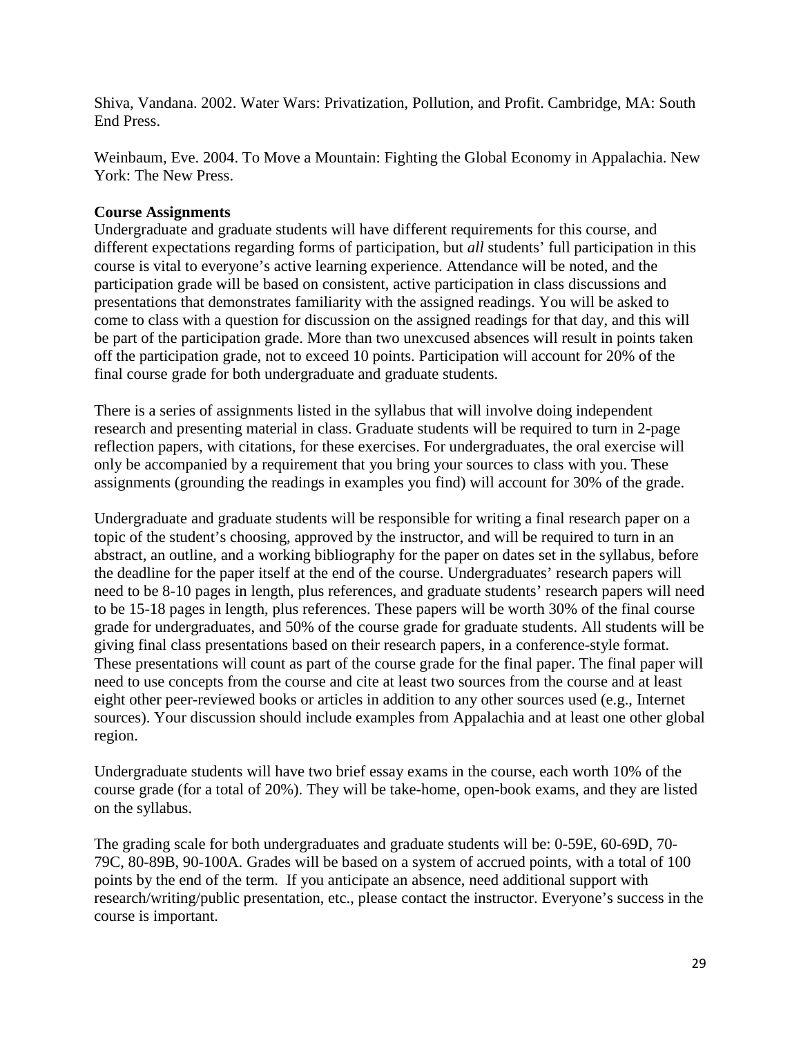Shiva, Vandana. 2002. Water Wars: Privatization, Pollution, and Profit. Cambridge, MA: South End Press.

Weinbaum, Eve. 2004. To Move a Mountain: Fighting the Global Economy in Appalachia. New York: The New Press.

**Course Assignments**

Undergraduate and graduate students will have different requirements for this course, and different expectations regarding forms of participation, but *all* students' full participation in this course is vital to everyone's active learning experience. Attendance will be noted, and the participation grade will be based on consistent, active participation in class discussions and presentations that demonstrates familiarity with the assigned readings. You will be asked to come to class with a question for discussion on the assigned readings for that day, and this will be part of the participation grade. More than two unexcused absences will result in points taken off the participation grade, not to exceed 10 points. Participation will account for 20% of the final course grade for both undergraduate and graduate students.

There is a series of assignments listed in the syllabus that will involve doing independent research and presenting material in class. Graduate students will be required to turn in 2-page reflection papers, with citations, for these exercises. For undergraduates, the oral exercise will only be accompanied by a requirement that you bring your sources to class with you. These assignments (grounding the readings in examples you find) will account for 30% of the grade.

Undergraduate and graduate students will be responsible for writing a final research paper on a topic of the student's choosing, approved by the instructor, and will be required to turn in an abstract, an outline, and a working bibliography for the paper on dates set in the syllabus, before the deadline for the paper itself at the end of the course. Undergraduates' research papers will need to be 8-10 pages in length, plus references, and graduate students' research papers will need to be 15-18 pages in length, plus references. These papers will be worth 30% of the final course grade for undergraduates, and 50% of the course grade for graduate students. All students will be giving final class presentations based on their research papers, in a conference-style format. These presentations will count as part of the course grade for the final paper. The final paper will need to use concepts from the course and cite at least two sources from the course and at least eight other peer-reviewed books or articles in addition to any other sources used (e.g., Internet sources). Your discussion should include examples from Appalachia and at least one other global region.

Undergraduate students will have two brief essay exams in the course, each worth 10% of the course grade (for a total of 20%). They will be take-home, open-book exams, and they are listed on the syllabus.

The grading scale for both undergraduates and graduate students will be: 0-59E, 60-69D, 70-79C, 80-89B, 90-100A. Grades will be based on a system of accrued points, with a total of 100 points by the end of the term. If you anticipate an absence, need additional support with research/writing/public presentation, etc., please contact the instructor. Everyone's success in the course is important.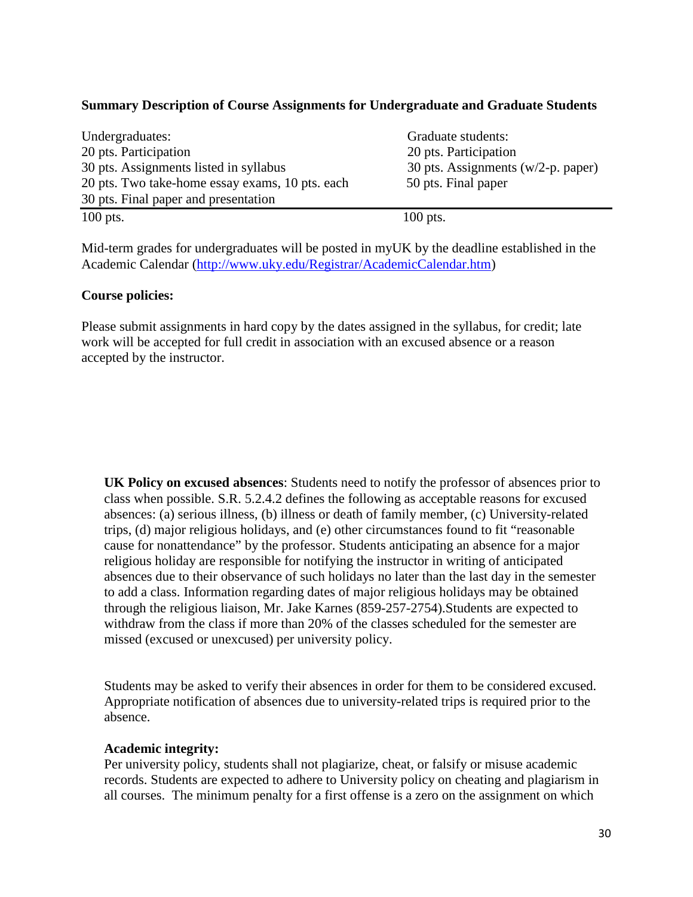**Summary Description of Course Assignments for Undergraduate and Graduate Students**

| Undergraduates: | Graduate students: |
|---|---|
| 20 pts. Participation | 20 pts. Participation |
| 30 pts. Assignments listed in syllabus | 30 pts. Assignments (w/2-p. paper) |
| 20 pts. Two take-home essay exams, 10 pts. each | 50 pts. Final paper |
| 30 pts. Final paper and presentation | |
| 100 pts. | 100 pts. |

Mid-term grades for undergraduates will be posted in myUK by the deadline established in the Academic Calendar (http://www.uky.edu/Registrar/AcademicCalendar.htm)

**Course policies:**

Please submit assignments in hard copy by the dates assigned in the syllabus, for credit; late work will be accepted for full credit in association with an excused absence or a reason accepted by the instructor.

**UK Policy on excused absences**: Students need to notify the professor of absences prior to class when possible. S.R. 5.2.4.2 defines the following as acceptable reasons for excused absences: (a) serious illness, (b) illness or death of family member, (c) University-related trips, (d) major religious holidays, and (e) other circumstances found to fit "reasonable cause for nonattendance" by the professor. Students anticipating an absence for a major religious holiday are responsible for notifying the instructor in writing of anticipated absences due to their observance of such holidays no later than the last day in the semester to add a class. Information regarding dates of major religious holidays may be obtained through the religious liaison, Mr. Jake Karnes (859-257-2754).Students are expected to withdraw from the class if more than 20% of the classes scheduled for the semester are missed (excused or unexcused) per university policy.

Students may be asked to verify their absences in order for them to be considered excused. Appropriate notification of absences due to university-related trips is required prior to the absence.

**Academic integrity:**

Per university policy, students shall not plagiarize, cheat, or falsify or misuse academic records. Students are expected to adhere to University policy on cheating and plagiarism in all courses. The minimum penalty for a first offense is a zero on the assignment on which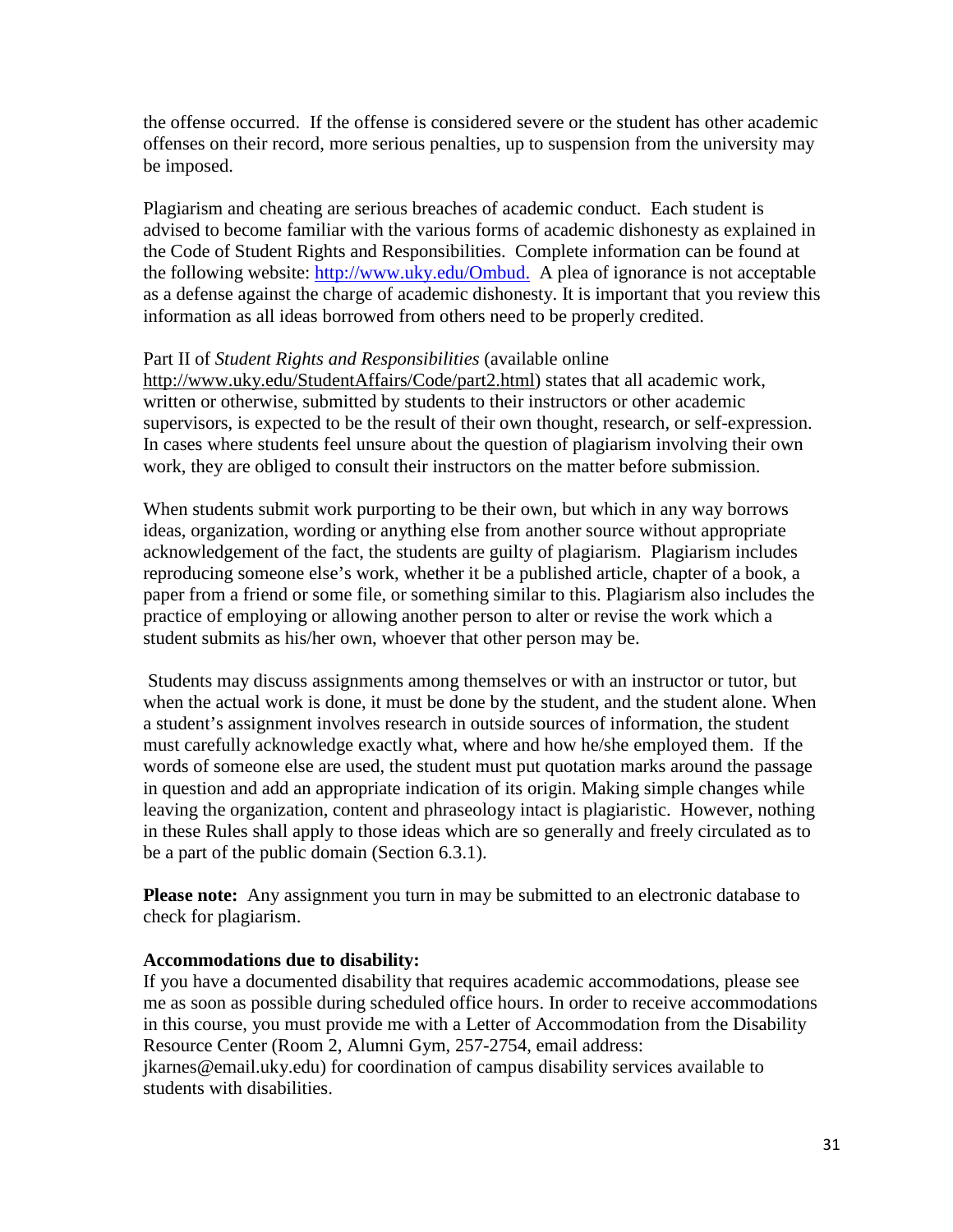the offense occurred. If the offense is considered severe or the student has other academic offenses on their record, more serious penalties, up to suspension from the university may be imposed.

Plagiarism and cheating are serious breaches of academic conduct. Each student is advised to become familiar with the various forms of academic dishonesty as explained in the Code of Student Rights and Responsibilities. Complete information can be found at the following website: [http://www.uky.edu/Ombud.](http://www.uky.edu/Ombud) A plea of ignorance is not acceptable as a defense against the charge of academic dishonesty. It is important that you review this information as all ideas borrowed from others need to be properly credited.

Part II of *Student Rights and Responsibilities* (available online http://www.uky.edu/StudentAffairs/Code/part2.html) states that all academic work, written or otherwise, submitted by students to their instructors or other academic supervisors, is expected to be the result of their own thought, research, or self-expression. In cases where students feel unsure about the question of plagiarism involving their own work, they are obliged to consult their instructors on the matter before submission.

When students submit work purporting to be their own, but which in any way borrows ideas, organization, wording or anything else from another source without appropriate acknowledgement of the fact, the students are guilty of plagiarism. Plagiarism includes reproducing someone else's work, whether it be a published article, chapter of a book, a paper from a friend or some file, or something similar to this. Plagiarism also includes the practice of employing or allowing another person to alter or revise the work which a student submits as his/her own, whoever that other person may be.

Students may discuss assignments among themselves or with an instructor or tutor, but when the actual work is done, it must be done by the student, and the student alone. When a student's assignment involves research in outside sources of information, the student must carefully acknowledge exactly what, where and how he/she employed them. If the words of someone else are used, the student must put quotation marks around the passage in question and add an appropriate indication of its origin. Making simple changes while leaving the organization, content and phraseology intact is plagiaristic. However, nothing in these Rules shall apply to those ideas which are so generally and freely circulated as to be a part of the public domain (Section 6.3.1).

**Please note:** Any assignment you turn in may be submitted to an electronic database to check for plagiarism.

**Accommodations due to disability:**
If you have a documented disability that requires academic accommodations, please see me as soon as possible during scheduled office hours. In order to receive accommodations in this course, you must provide me with a Letter of Accommodation from the Disability Resource Center (Room 2, Alumni Gym, 257-2754, email address: jkarnes@email.uky.edu) for coordination of campus disability services available to students with disabilities.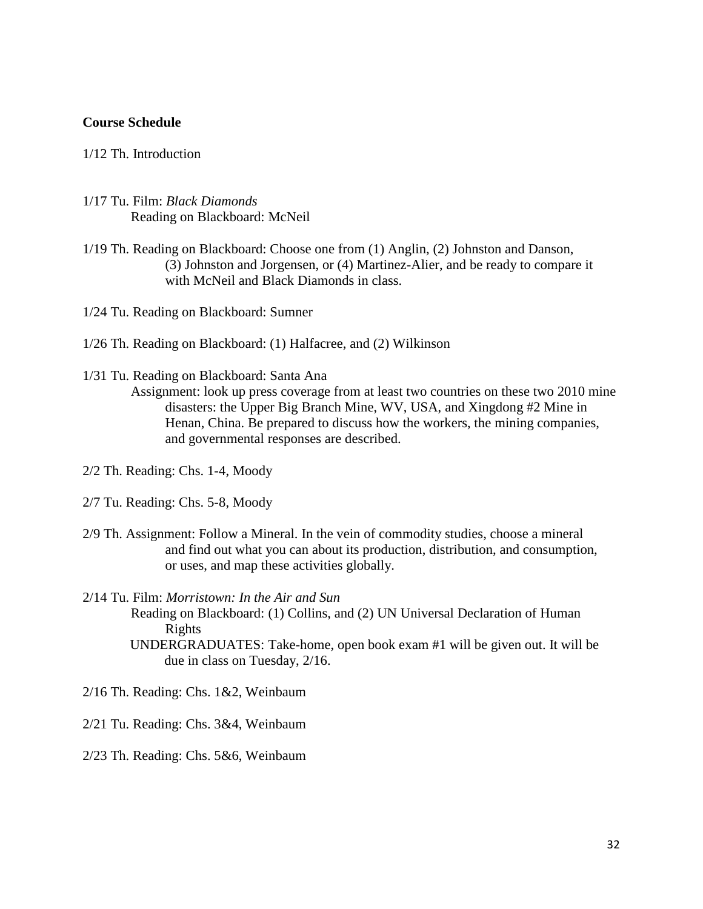**Course Schedule**

1/12 Th. Introduction

1/17 Tu. Film: *Black Diamonds*
Reading on Blackboard: McNeil

1/19 Th. Reading on Blackboard: Choose one from (1) Anglin, (2) Johnston and Danson, (3) Johnston and Jorgensen, or (4) Martinez-Alier, and be ready to compare it with McNeil and Black Diamonds in class.

1/24 Tu. Reading on Blackboard: Sumner

1/26 Th. Reading on Blackboard: (1) Halfacree, and (2) Wilkinson

1/31 Tu. Reading on Blackboard: Santa Ana
Assignment: look up press coverage from at least two countries on these two 2010 mine disasters: the Upper Big Branch Mine, WV, USA, and Xingdong #2 Mine in Henan, China. Be prepared to discuss how the workers, the mining companies, and governmental responses are described.

2/2 Th. Reading: Chs. 1-4, Moody

2/7 Tu. Reading: Chs. 5-8, Moody

2/9 Th. Assignment: Follow a Mineral. In the vein of commodity studies, choose a mineral and find out what you can about its production, distribution, and consumption, or uses, and map these activities globally.

2/14 Tu. Film: *Morristown: In the Air and Sun*
Reading on Blackboard: (1) Collins, and (2) UN Universal Declaration of Human Rights
UNDERGRADUATES: Take-home, open book exam #1 will be given out. It will be due in class on Tuesday, 2/16.

2/16 Th. Reading: Chs. 1&2, Weinbaum

2/21 Tu. Reading: Chs. 3&4, Weinbaum

2/23 Th. Reading: Chs. 5&6, Weinbaum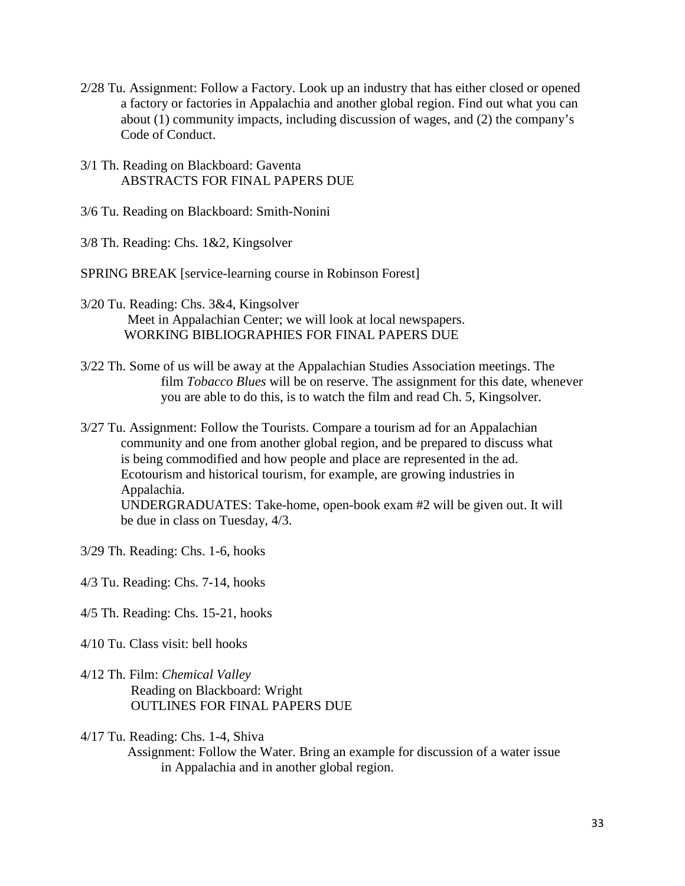2/28 Tu. Assignment: Follow a Factory. Look up an industry that has either closed or opened a factory or factories in Appalachia and another global region. Find out what you can about (1) community impacts, including discussion of wages, and (2) the company's Code of Conduct.

3/1 Th. Reading on Blackboard: Gaventa
ABSTRACTS FOR FINAL PAPERS DUE

3/6 Tu. Reading on Blackboard: Smith-Nonini

3/8 Th. Reading: Chs. 1&2, Kingsolver

SPRING BREAK [service-learning course in Robinson Forest]

3/20 Tu. Reading: Chs. 3&4, Kingsolver
Meet in Appalachian Center; we will look at local newspapers.
WORKING BIBLIOGRAPHIES FOR FINAL PAPERS DUE

3/22 Th. Some of us will be away at the Appalachian Studies Association meetings. The film *Tobacco Blues* will be on reserve. The assignment for this date, whenever you are able to do this, is to watch the film and read Ch. 5, Kingsolver.

3/27 Tu. Assignment: Follow the Tourists. Compare a tourism ad for an Appalachian community and one from another global region, and be prepared to discuss what is being commodified and how people and place are represented in the ad. Ecotourism and historical tourism, for example, are growing industries in Appalachia.
UNDERGRADUATES: Take-home, open-book exam #2 will be given out. It will be due in class on Tuesday, 4/3.

3/29 Th. Reading: Chs. 1-6, hooks

4/3 Tu. Reading: Chs. 7-14, hooks

4/5 Th. Reading: Chs. 15-21, hooks

4/10 Tu. Class visit: bell hooks

4/12 Th. Film: *Chemical Valley*
Reading on Blackboard: Wright
OUTLINES FOR FINAL PAPERS DUE

4/17 Tu. Reading: Chs. 1-4, Shiva
Assignment: Follow the Water. Bring an example for discussion of a water issue in Appalachia and in another global region.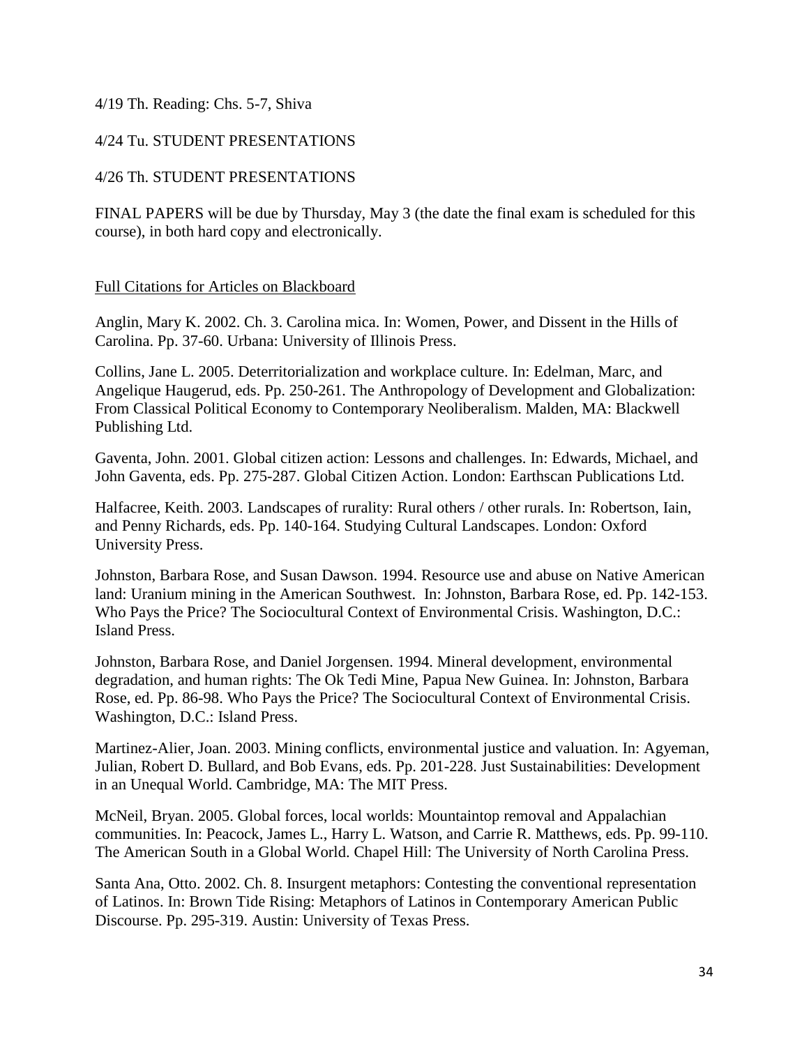4/19 Th. Reading: Chs. 5-7, Shiva

4/24 Tu. STUDENT PRESENTATIONS

4/26 Th. STUDENT PRESENTATIONS

FINAL PAPERS will be due by Thursday, May 3 (the date the final exam is scheduled for this course), in both hard copy and electronically.

<u>Full Citations for Articles on Blackboard</u>

Anglin, Mary K. 2002. Ch. 3. Carolina mica. In: Women, Power, and Dissent in the Hills of Carolina. Pp. 37-60. Urbana: University of Illinois Press.

Collins, Jane L. 2005. Deterritorialization and workplace culture. In: Edelman, Marc, and Angelique Haugerud, eds. Pp. 250-261. The Anthropology of Development and Globalization: From Classical Political Economy to Contemporary Neoliberalism. Malden, MA: Blackwell Publishing Ltd.

Gaventa, John. 2001. Global citizen action: Lessons and challenges. In: Edwards, Michael, and John Gaventa, eds. Pp. 275-287. Global Citizen Action. London: Earthscan Publications Ltd.

Halfacree, Keith. 2003. Landscapes of rurality: Rural others / other rurals. In: Robertson, Iain, and Penny Richards, eds. Pp. 140-164. Studying Cultural Landscapes. London: Oxford University Press.

Johnston, Barbara Rose, and Susan Dawson. 1994. Resource use and abuse on Native American land: Uranium mining in the American Southwest. In: Johnston, Barbara Rose, ed. Pp. 142-153. Who Pays the Price? The Sociocultural Context of Environmental Crisis. Washington, D.C.: Island Press.

Johnston, Barbara Rose, and Daniel Jorgensen. 1994. Mineral development, environmental degradation, and human rights: The Ok Tedi Mine, Papua New Guinea. In: Johnston, Barbara Rose, ed. Pp. 86-98. Who Pays the Price? The Sociocultural Context of Environmental Crisis. Washington, D.C.: Island Press.

Martinez-Alier, Joan. 2003. Mining conflicts, environmental justice and valuation. In: Agyeman, Julian, Robert D. Bullard, and Bob Evans, eds. Pp. 201-228. Just Sustainabilities: Development in an Unequal World. Cambridge, MA: The MIT Press.

McNeil, Bryan. 2005. Global forces, local worlds: Mountaintop removal and Appalachian communities. In: Peacock, James L., Harry L. Watson, and Carrie R. Matthews, eds. Pp. 99-110. The American South in a Global World. Chapel Hill: The University of North Carolina Press.

Santa Ana, Otto. 2002. Ch. 8. Insurgent metaphors: Contesting the conventional representation of Latinos. In: Brown Tide Rising: Metaphors of Latinos in Contemporary American Public Discourse. Pp. 295-319. Austin: University of Texas Press.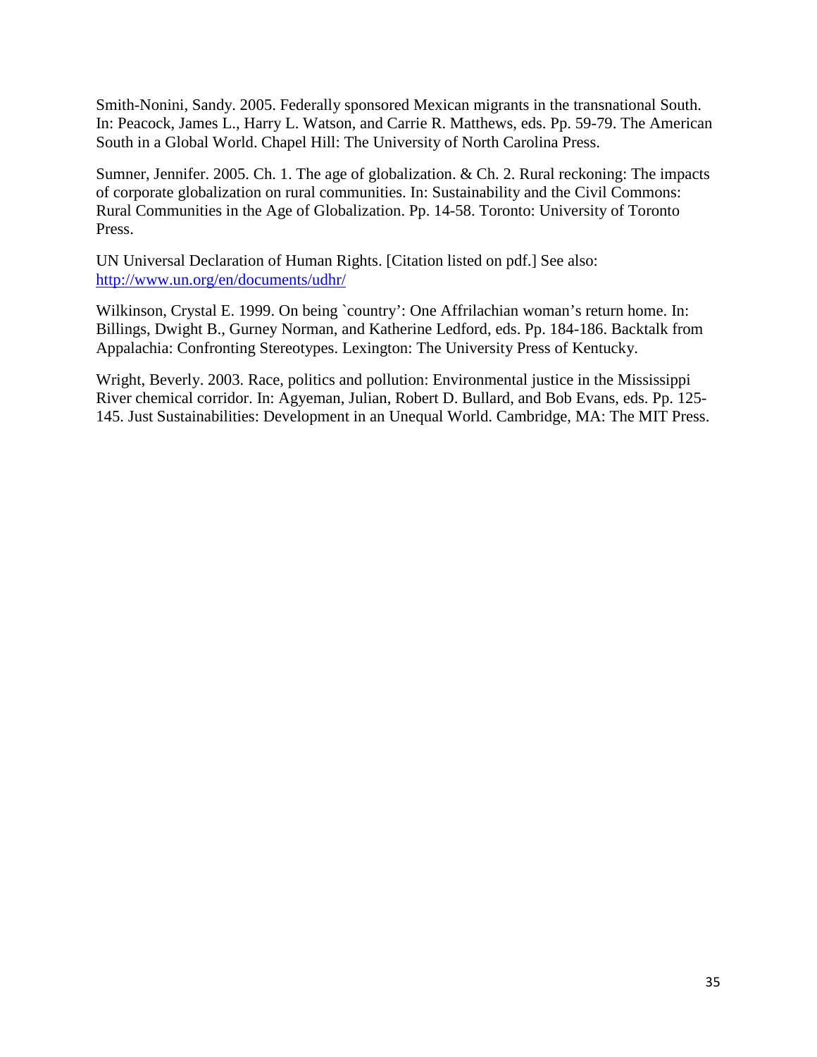Smith-Nonini, Sandy. 2005. Federally sponsored Mexican migrants in the transnational South. In: Peacock, James L., Harry L. Watson, and Carrie R. Matthews, eds. Pp. 59-79. The American South in a Global World. Chapel Hill: The University of North Carolina Press.

Sumner, Jennifer. 2005. Ch. 1. The age of globalization. & Ch. 2. Rural reckoning: The impacts of corporate globalization on rural communities. In: Sustainability and the Civil Commons: Rural Communities in the Age of Globalization. Pp. 14-58. Toronto: University of Toronto Press.

UN Universal Declaration of Human Rights. [Citation listed on pdf.] See also: http://www.un.org/en/documents/udhr/

Wilkinson, Crystal E. 1999. On being `country': One Affrilachian woman's return home. In: Billings, Dwight B., Gurney Norman, and Katherine Ledford, eds. Pp. 184-186. Backtalk from Appalachia: Confronting Stereotypes. Lexington: The University Press of Kentucky.

Wright, Beverly. 2003. Race, politics and pollution: Environmental justice in the Mississippi River chemical corridor. In: Agyeman, Julian, Robert D. Bullard, and Bob Evans, eds. Pp. 125-145. Just Sustainabilities: Development in an Unequal World. Cambridge, MA: The MIT Press.